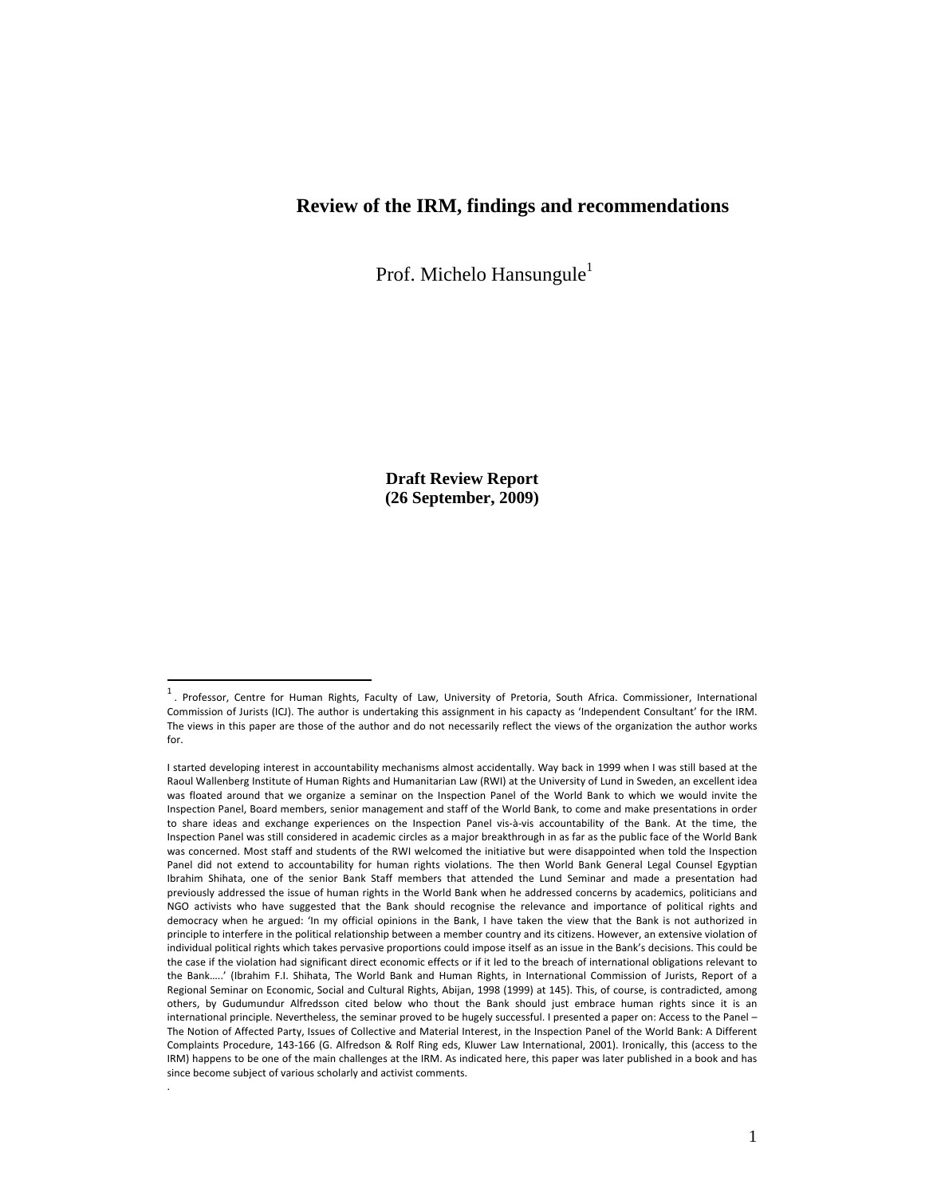# Review of the IRM, findings and recommendations

Prof. Michelo Hansungule[1]

**Draft Review Report**
**(26 September, 2009)**

---

[1] . Professor, Centre for Human Rights, Faculty of Law, University of Pretoria, South Africa. Commissioner, International Commission of Jurists (ICJ). The author is undertaking this assignment in his capacty as 'Independent Consultant' for the IRM. The views in this paper are those of the author and do not necessarily reflect the views of the organization the author works for.

I started developing interest in accountability mechanisms almost accidentally. Way back in 1999 when I was still based at the Raoul Wallenberg Institute of Human Rights and Humanitarian Law (RWI) at the University of Lund in Sweden, an excellent idea was floated around that we organize a seminar on the Inspection Panel of the World Bank to which we would invite the Inspection Panel, Board members, senior management and staff of the World Bank, to come and make presentations in order to share ideas and exchange experiences on the Inspection Panel vis-à-vis accountability of the Bank. At the time, the Inspection Panel was still considered in academic circles as a major breakthrough in as far as the public face of the World Bank was concerned. Most staff and students of the RWI welcomed the initiative but were disappointed when told the Inspection Panel did not extend to accountability for human rights violations. The then World Bank General Legal Counsel Egyptian Ibrahim Shihata, one of the senior Bank Staff members that attended the Lund Seminar and made a presentation had previously addressed the issue of human rights in the World Bank when he addressed concerns by academics, politicians and NGO activists who have suggested that the Bank should recognise the relevance and importance of political rights and democracy when he argued: 'In my official opinions in the Bank, I have taken the view that the Bank is not authorized in principle to interfere in the political relationship between a member country and its citizens. However, an extensive violation of individual political rights which takes pervasive proportions could impose itself as an issue in the Bank's decisions. This could be the case if the violation had significant direct economic effects or if it led to the breach of international obligations relevant to the Bank…..' (Ibrahim F.I. Shihata, The World Bank and Human Rights, in International Commission of Jurists, Report of a Regional Seminar on Economic, Social and Cultural Rights, Abijan, 1998 (1999) at 145). This, of course, is contradicted, among others, by Gudumundur Alfredsson cited below who thout the Bank should just embrace human rights since it is an international principle. Nevertheless, the seminar proved to be hugely successful. I presented a paper on: Access to the Panel – The Notion of Affected Party, Issues of Collective and Material Interest, in the Inspection Panel of the World Bank: A Different Complaints Procedure, 143-166 (G. Alfredson & Rolf Ring eds, Kluwer Law International, 2001). Ironically, this (access to the IRM) happens to be one of the main challenges at the IRM. As indicated here, this paper was later published in a book and has since become subject of various scholarly and activist comments.

.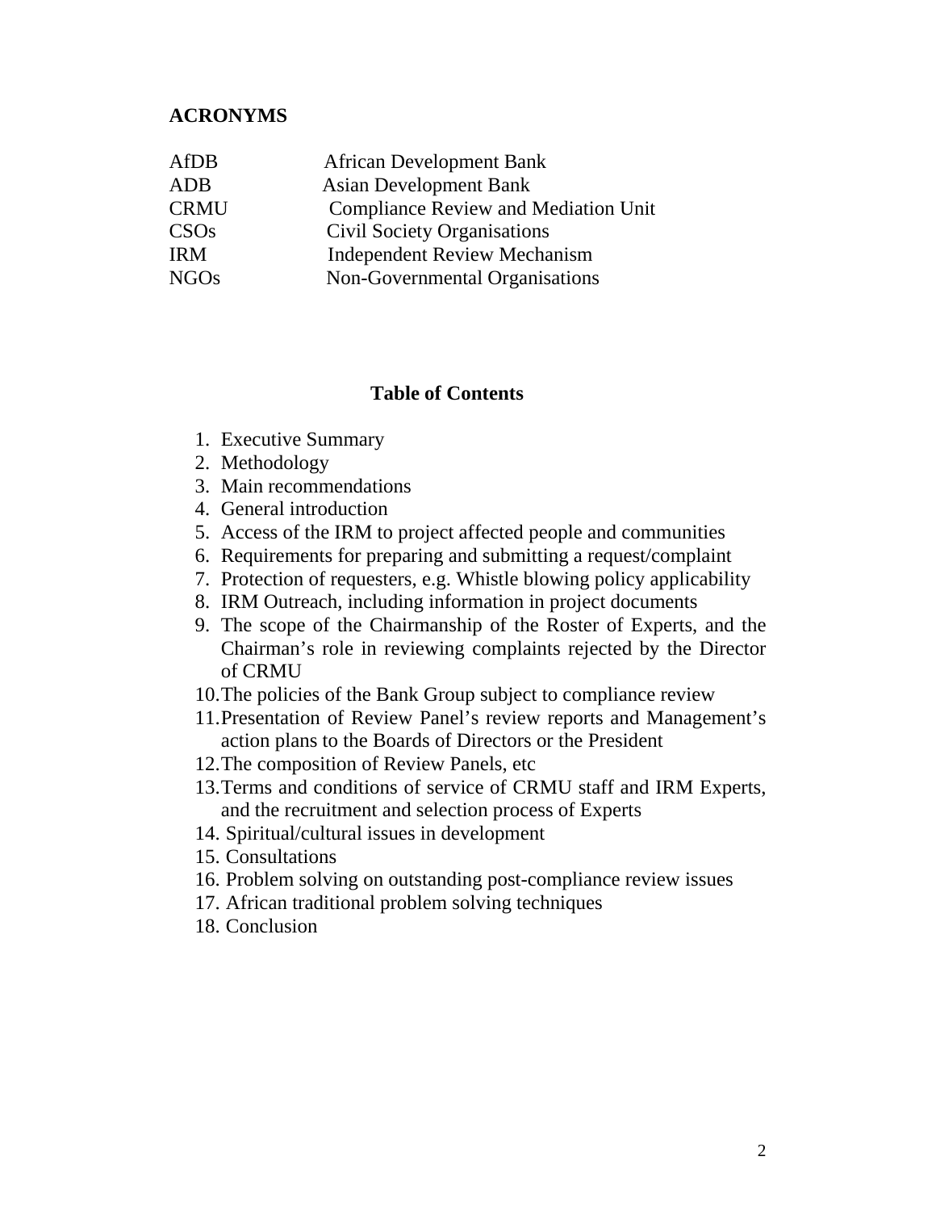## ACRONYMS

| | |
|---|---|
| AfDB | African Development Bank |
| ADB | Asian Development Bank |
| CRMU | Compliance Review and Mediation Unit |
| CSOs | Civil Society Organisations |
| IRM | Independent Review Mechanism |
| NGOs | Non-Governmental Organisations |

## Table of Contents

1. Executive Summary
2. Methodology
3. Main recommendations
4. General introduction
5. Access of the IRM to project affected people and communities
6. Requirements for preparing and submitting a request/complaint
7. Protection of requesters, e.g. Whistle blowing policy applicability
8. IRM Outreach, including information in project documents
9. The scope of the Chairmanship of the Roster of Experts, and the Chairman's role in reviewing complaints rejected by the Director of CRMU
10. The policies of the Bank Group subject to compliance review
11. Presentation of Review Panel's review reports and Management's action plans to the Boards of Directors or the President
12. The composition of Review Panels, etc
13. Terms and conditions of service of CRMU staff and IRM Experts, and the recruitment and selection process of Experts
14. Spiritual/cultural issues in development
15. Consultations
16. Problem solving on outstanding post-compliance review issues
17. African traditional problem solving techniques
18. Conclusion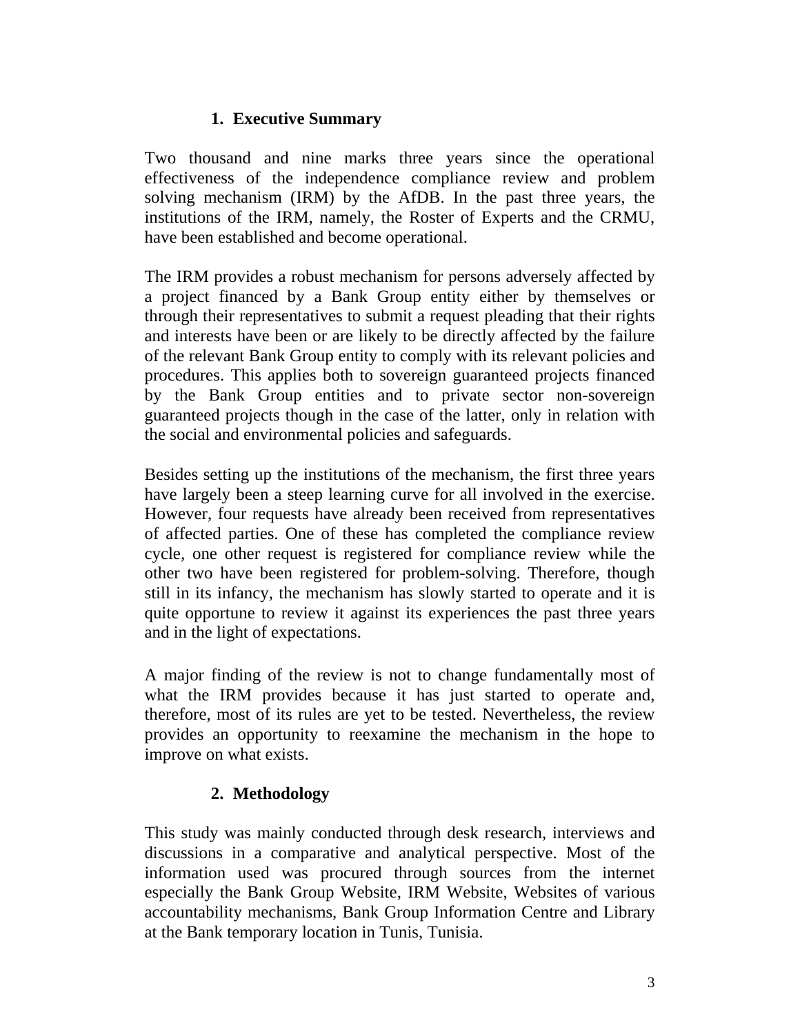## 1. Executive Summary

Two thousand and nine marks three years since the operational effectiveness of the independence compliance review and problem solving mechanism (IRM) by the AfDB. In the past three years, the institutions of the IRM, namely, the Roster of Experts and the CRMU, have been established and become operational.

The IRM provides a robust mechanism for persons adversely affected by a project financed by a Bank Group entity either by themselves or through their representatives to submit a request pleading that their rights and interests have been or are likely to be directly affected by the failure of the relevant Bank Group entity to comply with its relevant policies and procedures. This applies both to sovereign guaranteed projects financed by the Bank Group entities and to private sector non-sovereign guaranteed projects though in the case of the latter, only in relation with the social and environmental policies and safeguards.

Besides setting up the institutions of the mechanism, the first three years have largely been a steep learning curve for all involved in the exercise. However, four requests have already been received from representatives of affected parties. One of these has completed the compliance review cycle, one other request is registered for compliance review while the other two have been registered for problem-solving. Therefore, though still in its infancy, the mechanism has slowly started to operate and it is quite opportune to review it against its experiences the past three years and in the light of expectations.

A major finding of the review is not to change fundamentally most of what the IRM provides because it has just started to operate and, therefore, most of its rules are yet to be tested. Nevertheless, the review provides an opportunity to reexamine the mechanism in the hope to improve on what exists.

## 2. Methodology

This study was mainly conducted through desk research, interviews and discussions in a comparative and analytical perspective. Most of the information used was procured through sources from the internet especially the Bank Group Website, IRM Website, Websites of various accountability mechanisms, Bank Group Information Centre and Library at the Bank temporary location in Tunis, Tunisia.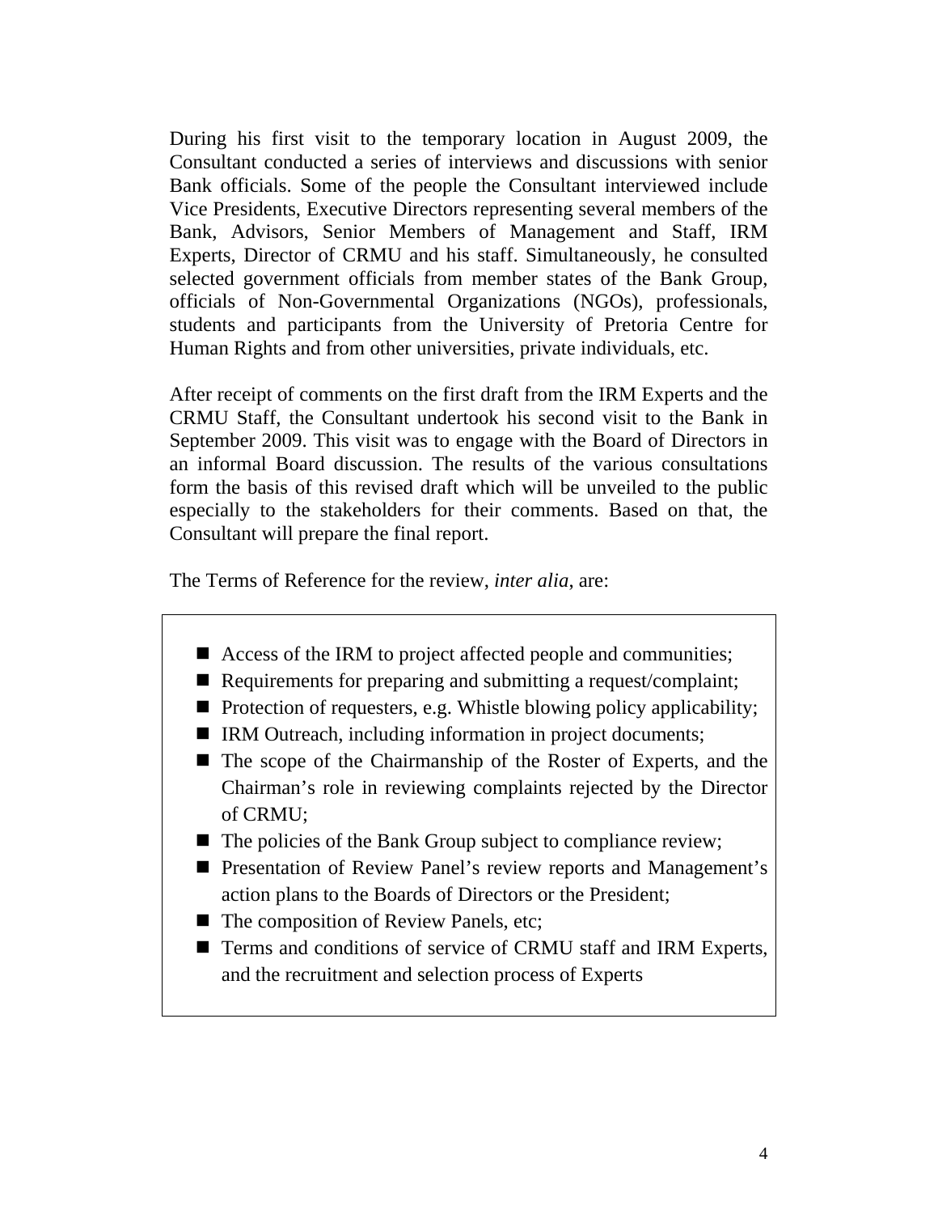During his first visit to the temporary location in August 2009, the Consultant conducted a series of interviews and discussions with senior Bank officials. Some of the people the Consultant interviewed include Vice Presidents, Executive Directors representing several members of the Bank, Advisors, Senior Members of Management and Staff, IRM Experts, Director of CRMU and his staff. Simultaneously, he consulted selected government officials from member states of the Bank Group, officials of Non-Governmental Organizations (NGOs), professionals, students and participants from the University of Pretoria Centre for Human Rights and from other universities, private individuals, etc.

After receipt of comments on the first draft from the IRM Experts and the CRMU Staff, the Consultant undertook his second visit to the Bank in September 2009. This visit was to engage with the Board of Directors in an informal Board discussion. The results of the various consultations form the basis of this revised draft which will be unveiled to the public especially to the stakeholders for their comments. Based on that, the Consultant will prepare the final report.

The Terms of Reference for the review, *inter alia*, are:

- Access of the IRM to project affected people and communities;
- Requirements for preparing and submitting a request/complaint;
- Protection of requesters, e.g. Whistle blowing policy applicability;
- IRM Outreach, including information in project documents;
- The scope of the Chairmanship of the Roster of Experts, and the Chairman's role in reviewing complaints rejected by the Director of CRMU;
- The policies of the Bank Group subject to compliance review;
- Presentation of Review Panel's review reports and Management's action plans to the Boards of Directors or the President;
- The composition of Review Panels, etc;
- Terms and conditions of service of CRMU staff and IRM Experts, and the recruitment and selection process of Experts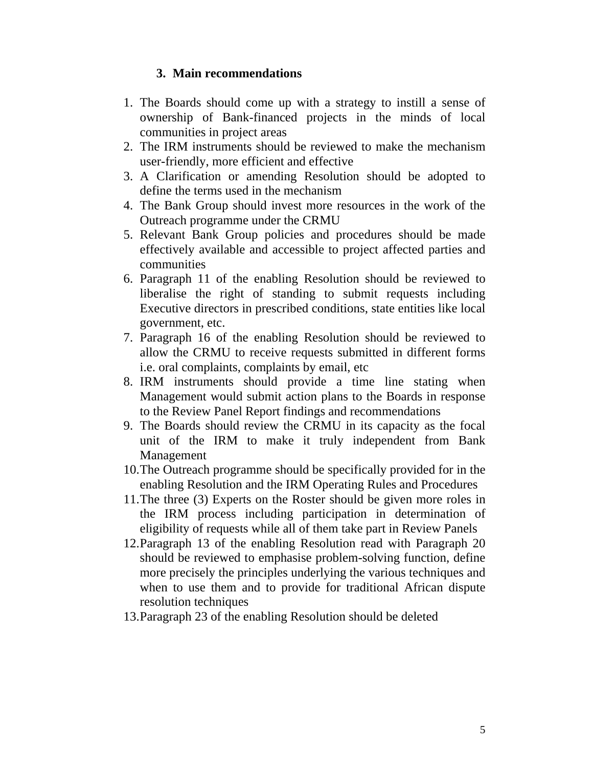### 3. Main recommendations

1. The Boards should come up with a strategy to instill a sense of ownership of Bank-financed projects in the minds of local communities in project areas
2. The IRM instruments should be reviewed to make the mechanism user-friendly, more efficient and effective
3. A Clarification or amending Resolution should be adopted to define the terms used in the mechanism
4. The Bank Group should invest more resources in the work of the Outreach programme under the CRMU
5. Relevant Bank Group policies and procedures should be made effectively available and accessible to project affected parties and communities
6. Paragraph 11 of the enabling Resolution should be reviewed to liberalise the right of standing to submit requests including Executive directors in prescribed conditions, state entities like local government, etc.
7. Paragraph 16 of the enabling Resolution should be reviewed to allow the CRMU to receive requests submitted in different forms i.e. oral complaints, complaints by email, etc
8. IRM instruments should provide a time line stating when Management would submit action plans to the Boards in response to the Review Panel Report findings and recommendations
9. The Boards should review the CRMU in its capacity as the focal unit of the IRM to make it truly independent from Bank Management
10. The Outreach programme should be specifically provided for in the enabling Resolution and the IRM Operating Rules and Procedures
11. The three (3) Experts on the Roster should be given more roles in the IRM process including participation in determination of eligibility of requests while all of them take part in Review Panels
12. Paragraph 13 of the enabling Resolution read with Paragraph 20 should be reviewed to emphasise problem-solving function, define more precisely the principles underlying the various techniques and when to use them and to provide for traditional African dispute resolution techniques
13. Paragraph 23 of the enabling Resolution should be deleted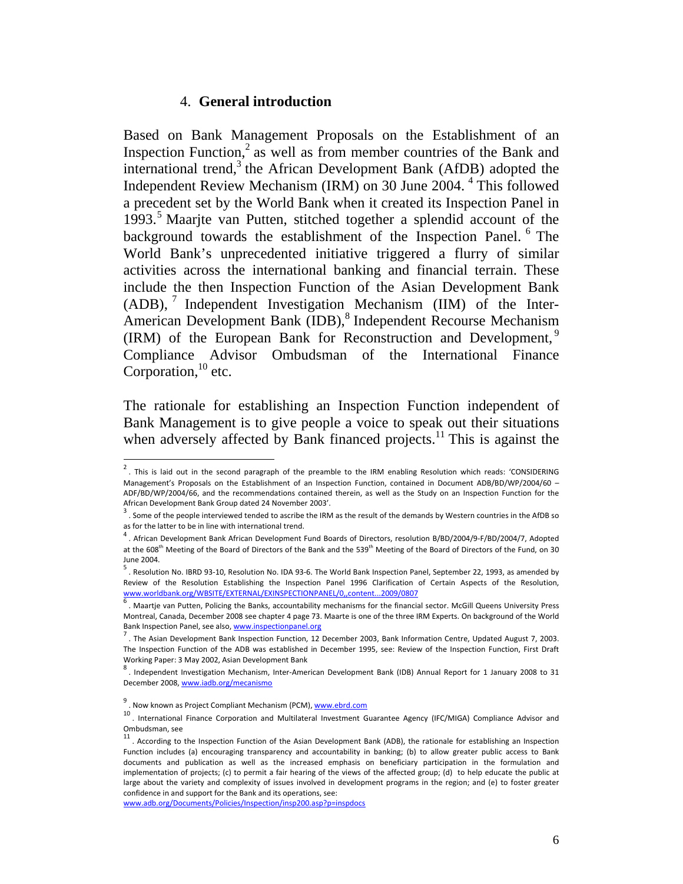## 4. **General introduction**

Based on Bank Management Proposals on the Establishment of an Inspection Function,[2] as well as from member countries of the Bank and international trend,[3] the African Development Bank (AfDB) adopted the Independent Review Mechanism (IRM) on 30 June 2004. [4] This followed a precedent set by the World Bank when it created its Inspection Panel in 1993.[5] Maarjte van Putten, stitched together a splendid account of the background towards the establishment of the Inspection Panel. [6] The World Bank's unprecedented initiative triggered a flurry of similar activities across the international banking and financial terrain. These include the then Inspection Function of the Asian Development Bank (ADB), [7] Independent Investigation Mechanism (IIM) of the Inter-American Development Bank (IDB),[8] Independent Recourse Mechanism (IRM) of the European Bank for Reconstruction and Development,[9] Compliance Advisor Ombudsman of the International Finance Corporation,[10] etc.

The rationale for establishing an Inspection Function independent of Bank Management is to give people a voice to speak out their situations when adversely affected by Bank financed projects.[11] This is against the

---

[2] . This is laid out in the second paragraph of the preamble to the IRM enabling Resolution which reads: 'CONSIDERING Management's Proposals on the Establishment of an Inspection Function, contained in Document ADB/BD/WP/2004/60 – ADF/BD/WP/2004/66, and the recommendations contained therein, as well as the Study on an Inspection Function for the African Development Bank Group dated 24 November 2003'.

[3] . Some of the people interviewed tended to ascribe the IRM as the result of the demands by Western countries in the AfDB so as for the latter to be in line with international trend.

[4] . African Development Bank African Development Fund Boards of Directors, resolution B/BD/2004/9-F/BD/2004/7, Adopted at the 608th Meeting of the Board of Directors of the Bank and the 539th Meeting of the Board of Directors of the Fund, on 30 June 2004.

[5] . Resolution No. IBRD 93-10, Resolution No. IDA 93-6. The World Bank Inspection Panel, September 22, 1993, as amended by Review of the Resolution Establishing the Inspection Panel 1996 Clarification of Certain Aspects of the Resolution, www.worldbank.org/WBSITE/EXTERNAL/EXINSPECTIONPANEL/0,,content...2009/0807

[6] . Maartje van Putten, Policing the Banks, accountability mechanisms for the financial sector. McGill Queens University Press Montreal, Canada, December 2008 see chapter 4 page 73. Maarte is one of the three IRM Experts. On background of the World Bank Inspection Panel, see also, www.inspectionpanel.org

[7] . The Asian Development Bank Inspection Function, 12 December 2003, Bank Information Centre, Updated August 7, 2003. The Inspection Function of the ADB was established in December 1995, see: Review of the Inspection Function, First Draft Working Paper: 3 May 2002, Asian Development Bank

[8] . Independent Investigation Mechanism, Inter-American Development Bank (IDB) Annual Report for 1 January 2008 to 31 December 2008, www.iadb.org/mecanismo

[9] . Now known as Project Compliant Mechanism (PCM), www.ebrd.com

[10] . International Finance Corporation and Multilateral Investment Guarantee Agency (IFC/MIGA) Compliance Advisor and Ombudsman, see

[11] . According to the Inspection Function of the Asian Development Bank (ADB), the rationale for establishing an Inspection Function includes (a) encouraging transparency and accountability in banking; (b) to allow greater public access to Bank documents and publication as well as the increased emphasis on beneficiary participation in the formulation and implementation of projects; (c) to permit a fair hearing of the views of the affected group; (d) to help educate the public at large about the variety and complexity of issues involved in development programs in the region; and (e) to foster greater confidence in and support for the Bank and its operations, see: www.adb.org/Documents/Policies/Inspection/insp200.asp?p=inspdocs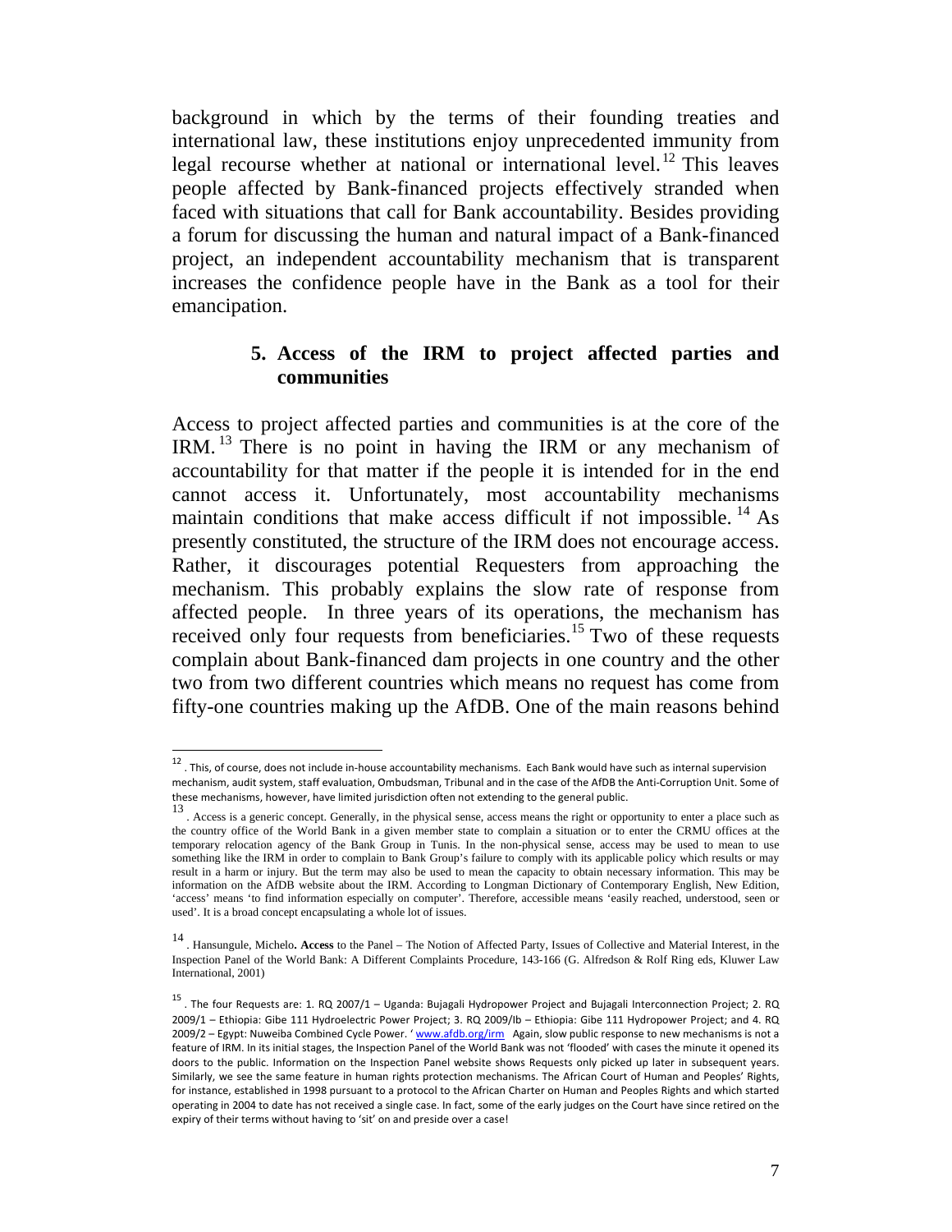background in which by the terms of their founding treaties and international law, these institutions enjoy unprecedented immunity from legal recourse whether at national or international level.[12] This leaves people affected by Bank-financed projects effectively stranded when faced with situations that call for Bank accountability. Besides providing a forum for discussing the human and natural impact of a Bank-financed project, an independent accountability mechanism that is transparent increases the confidence people have in the Bank as a tool for their emancipation.

### 5. Access of the IRM to project affected parties and communities

Access to project affected parties and communities is at the core of the IRM.[13] There is no point in having the IRM or any mechanism of accountability for that matter if the people it is intended for in the end cannot access it. Unfortunately, most accountability mechanisms maintain conditions that make access difficult if not impossible.[14] As presently constituted, the structure of the IRM does not encourage access. Rather, it discourages potential Requesters from approaching the mechanism. This probably explains the slow rate of response from affected people. In three years of its operations, the mechanism has received only four requests from beneficiaries.[15] Two of these requests complain about Bank-financed dam projects in one country and the other two from two different countries which means no request has come from fifty-one countries making up the AfDB. One of the main reasons behind

---

[12] . This, of course, does not include in-house accountability mechanisms. Each Bank would have such as internal supervision mechanism, audit system, staff evaluation, Ombudsman, Tribunal and in the case of the AfDB the Anti-Corruption Unit. Some of these mechanisms, however, have limited jurisdiction often not extending to the general public.

[13] . Access is a generic concept. Generally, in the physical sense, access means the right or opportunity to enter a place such as the country office of the World Bank in a given member state to complain a situation or to enter the CRMU offices at the temporary relocation agency of the Bank Group in Tunis. In the non-physical sense, access may be used to mean to use something like the IRM in order to complain to Bank Group's failure to comply with its applicable policy which results or may result in a harm or injury. But the term may also be used to mean the capacity to obtain necessary information. This may be information on the AfDB website about the IRM. According to Longman Dictionary of Contemporary English, New Edition, 'access' means 'to find information especially on computer'. Therefore, accessible means 'easily reached, understood, seen or used'. It is a broad concept encapsulating a whole lot of issues.

[14] . Hansungule, Michelo. **Access** to the Panel – The Notion of Affected Party, Issues of Collective and Material Interest, in the Inspection Panel of the World Bank: A Different Complaints Procedure, 143-166 (G. Alfredson & Rolf Ring eds, Kluwer Law International, 2001)

[15] . The four Requests are: 1. RQ 2007/1 – Uganda: Bujagali Hydropower Project and Bujagali Interconnection Project; 2. RQ 2009/1 – Ethiopia: Gibe 111 Hydroelectric Power Project; 3. RQ 2009/Ib – Ethiopia: Gibe 111 Hydropower Project; and 4. RQ 2009/2 – Egypt: Nuweiba Combined Cycle Power. ' www.afdb.org/irm Again, slow public response to new mechanisms is not a feature of IRM. In its initial stages, the Inspection Panel of the World Bank was not 'flooded' with cases the minute it opened its doors to the public. Information on the Inspection Panel website shows Requests only picked up later in subsequent years. Similarly, we see the same feature in human rights protection mechanisms. The African Court of Human and Peoples' Rights, for instance, established in 1998 pursuant to a protocol to the African Charter on Human and Peoples Rights and which started operating in 2004 to date has not received a single case. In fact, some of the early judges on the Court have since retired on the expiry of their terms without having to 'sit' on and preside over a case!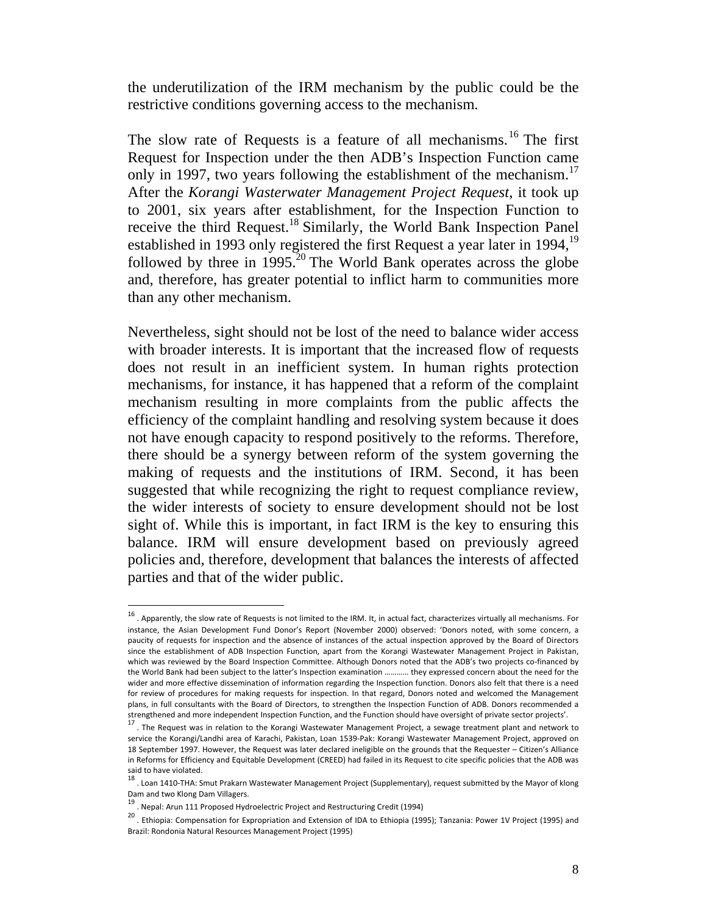the underutilization of the IRM mechanism by the public could be the restrictive conditions governing access to the mechanism.

The slow rate of Requests is a feature of all mechanisms.[16] The first Request for Inspection under the then ADB's Inspection Function came only in 1997, two years following the establishment of the mechanism.[17] After the *Korangi Wasterwater Management Project Request*, it took up to 2001, six years after establishment, for the Inspection Function to receive the third Request.[18] Similarly, the World Bank Inspection Panel established in 1993 only registered the first Request a year later in 1994,[19] followed by three in 1995.[20] The World Bank operates across the globe and, therefore, has greater potential to inflict harm to communities more than any other mechanism.

Nevertheless, sight should not be lost of the need to balance wider access with broader interests. It is important that the increased flow of requests does not result in an inefficient system. In human rights protection mechanisms, for instance, it has happened that a reform of the complaint mechanism resulting in more complaints from the public affects the efficiency of the complaint handling and resolving system because it does not have enough capacity to respond positively to the reforms. Therefore, there should be a synergy between reform of the system governing the making of requests and the institutions of IRM. Second, it has been suggested that while recognizing the right to request compliance review, the wider interests of society to ensure development should not be lost sight of. While this is important, in fact IRM is the key to ensuring this balance. IRM will ensure development based on previously agreed policies and, therefore, development that balances the interests of affected parties and that of the wider public.

---

[16] . Apparently, the slow rate of Requests is not limited to the IRM. It, in actual fact, characterizes virtually all mechanisms. For instance, the Asian Development Fund Donor's Report (November 2000) observed: 'Donors noted, with some concern, a paucity of requests for inspection and the absence of instances of the actual inspection approved by the Board of Directors since the establishment of ADB Inspection Function, apart from the Korangi Wastewater Management Project in Pakistan, which was reviewed by the Board Inspection Committee. Although Donors noted that the ADB's two projects co-financed by the World Bank had been subject to the latter's Inspection examination ………… they expressed concern about the need for the wider and more effective dissemination of information regarding the Inspection function. Donors also felt that there is a need for review of procedures for making requests for inspection. In that regard, Donors noted and welcomed the Management plans, in full consultants with the Board of Directors, to strengthen the Inspection Function of ADB. Donors recommended a strengthened and more independent Inspection Function, and the Function should have oversight of private sector projects'.

[17] . The Request was in relation to the Korangi Wastewater Management Project, a sewage treatment plant and network to service the Korangi/Landhi area of Karachi, Pakistan, Loan 1539-Pak: Korangi Wastewater Management Project, approved on 18 September 1997. However, the Request was later declared ineligible on the grounds that the Requester – Citizen's Alliance in Reforms for Efficiency and Equitable Development (CREED) had failed in its Request to cite specific policies that the ADB was said to have violated.

[18] . Loan 1410-THA: Smut Prakarn Wastewater Management Project (Supplementary), request submitted by the Mayor of klong Dam and two Klong Dam Villagers.

[19] . Nepal: Arun 111 Proposed Hydroelectric Project and Restructuring Credit (1994)

[20] . Ethiopia: Compensation for Expropriation and Extension of IDA to Ethiopia (1995); Tanzania: Power 1V Project (1995) and Brazil: Rondonia Natural Resources Management Project (1995)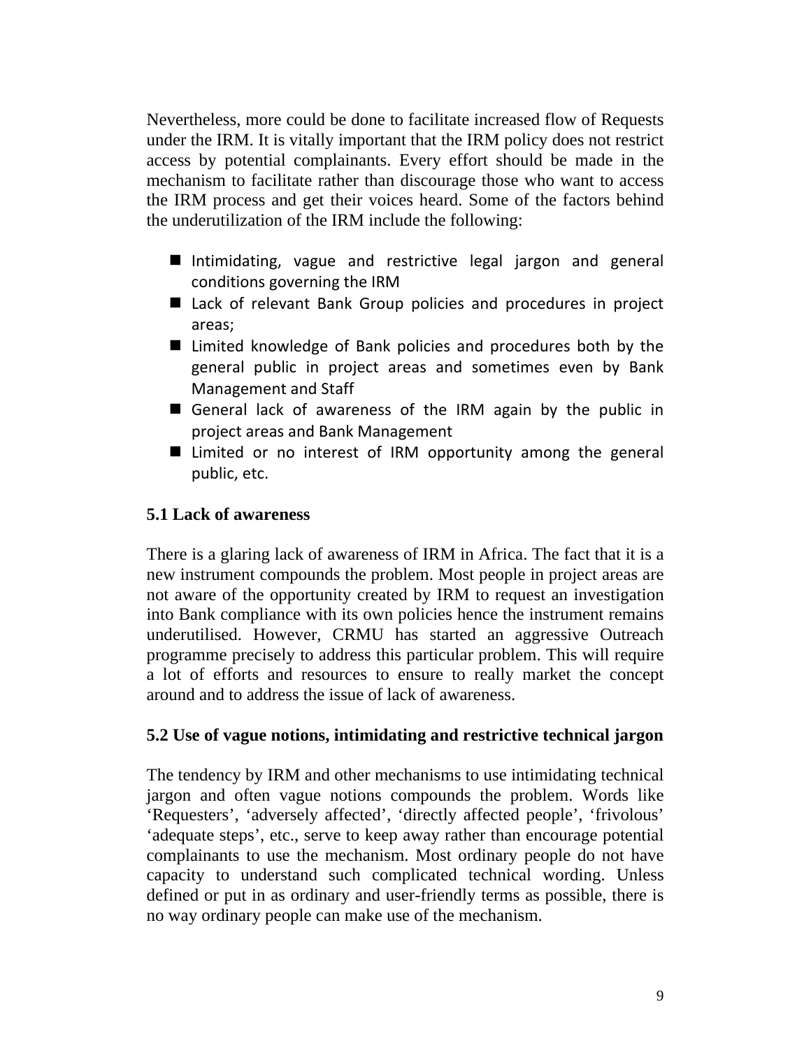Nevertheless, more could be done to facilitate increased flow of Requests under the IRM. It is vitally important that the IRM policy does not restrict access by potential complainants. Every effort should be made in the mechanism to facilitate rather than discourage those who want to access the IRM process and get their voices heard. Some of the factors behind the underutilization of the IRM include the following:

- Intimidating, vague and restrictive legal jargon and general conditions governing the IRM
- Lack of relevant Bank Group policies and procedures in project areas;
- Limited knowledge of Bank policies and procedures both by the general public in project areas and sometimes even by Bank Management and Staff
- General lack of awareness of the IRM again by the public in project areas and Bank Management
- Limited or no interest of IRM opportunity among the general public, etc.

### 5.1 Lack of awareness

There is a glaring lack of awareness of IRM in Africa. The fact that it is a new instrument compounds the problem. Most people in project areas are not aware of the opportunity created by IRM to request an investigation into Bank compliance with its own policies hence the instrument remains underutilised. However, CRMU has started an aggressive Outreach programme precisely to address this particular problem. This will require a lot of efforts and resources to ensure to really market the concept around and to address the issue of lack of awareness.

### 5.2 Use of vague notions, intimidating and restrictive technical jargon

The tendency by IRM and other mechanisms to use intimidating technical jargon and often vague notions compounds the problem. Words like 'Requesters', 'adversely affected', 'directly affected people', 'frivolous' 'adequate steps', etc., serve to keep away rather than encourage potential complainants to use the mechanism. Most ordinary people do not have capacity to understand such complicated technical wording. Unless defined or put in as ordinary and user-friendly terms as possible, there is no way ordinary people can make use of the mechanism.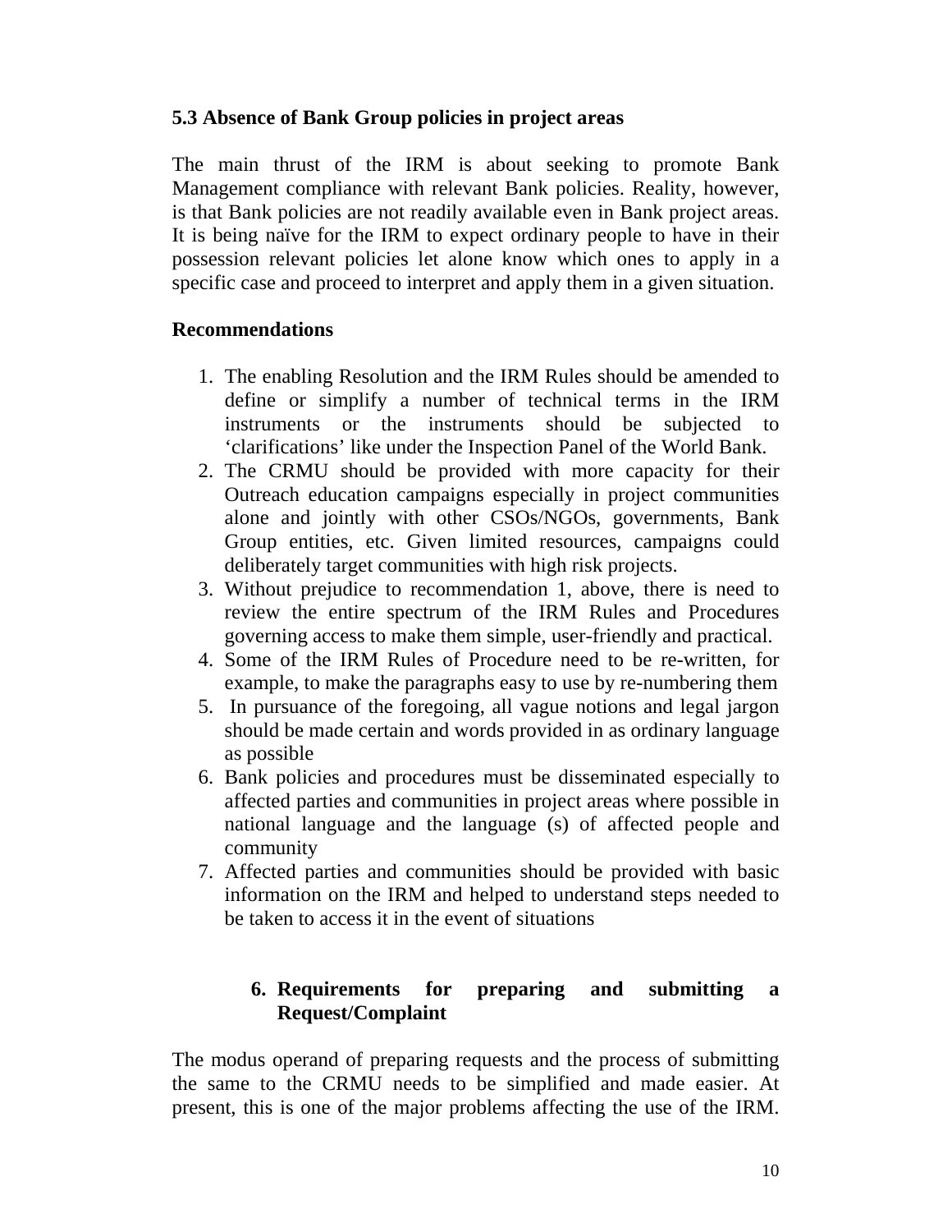### 5.3 Absence of Bank Group policies in project areas

The main thrust of the IRM is about seeking to promote Bank Management compliance with relevant Bank policies. Reality, however, is that Bank policies are not readily available even in Bank project areas. It is being naïve for the IRM to expect ordinary people to have in their possession relevant policies let alone know which ones to apply in a specific case and proceed to interpret and apply them in a given situation.

**Recommendations**

1. The enabling Resolution and the IRM Rules should be amended to define or simplify a number of technical terms in the IRM instruments or the instruments should be subjected to 'clarifications' like under the Inspection Panel of the World Bank.
2. The CRMU should be provided with more capacity for their Outreach education campaigns especially in project communities alone and jointly with other CSOs/NGOs, governments, Bank Group entities, etc. Given limited resources, campaigns could deliberately target communities with high risk projects.
3. Without prejudice to recommendation 1, above, there is need to review the entire spectrum of the IRM Rules and Procedures governing access to make them simple, user-friendly and practical.
4. Some of the IRM Rules of Procedure need to be re-written, for example, to make the paragraphs easy to use by re-numbering them
5. In pursuance of the foregoing, all vague notions and legal jargon should be made certain and words provided in as ordinary language as possible
6. Bank policies and procedures must be disseminated especially to affected parties and communities in project areas where possible in national language and the language (s) of affected people and community
7. Affected parties and communities should be provided with basic information on the IRM and helped to understand steps needed to be taken to access it in the event of situations

## 6. Requirements for preparing and submitting a Request/Complaint

The modus operand of preparing requests and the process of submitting the same to the CRMU needs to be simplified and made easier. At present, this is one of the major problems affecting the use of the IRM.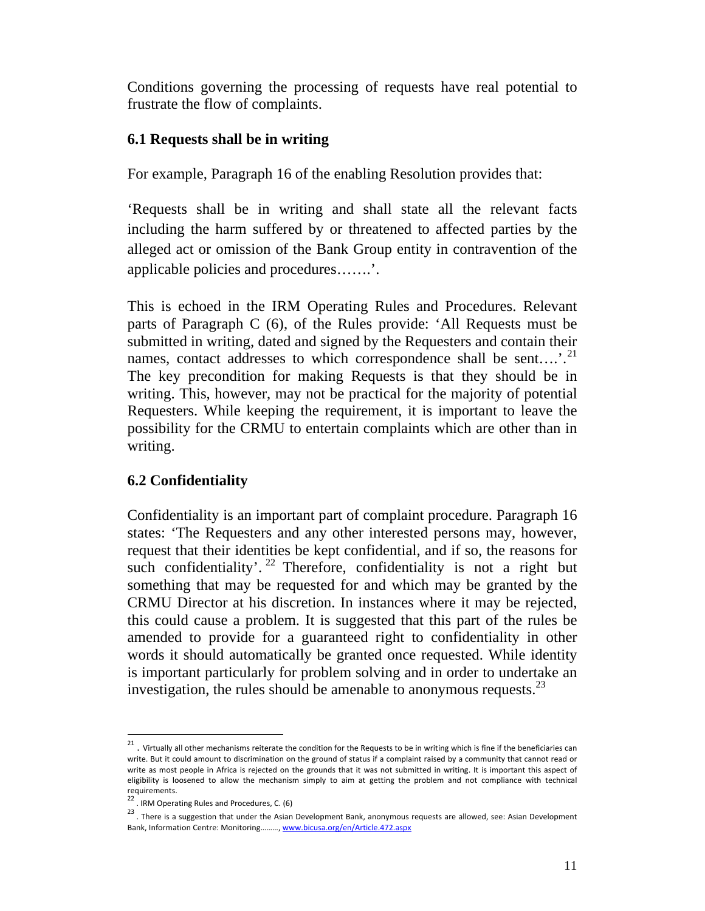Conditions governing the processing of requests have real potential to frustrate the flow of complaints.

### 6.1 Requests shall be in writing

For example, Paragraph 16 of the enabling Resolution provides that:

'Requests shall be in writing and shall state all the relevant facts including the harm suffered by or threatened to affected parties by the alleged act or omission of the Bank Group entity in contravention of the applicable policies and procedures…….'.

This is echoed in the IRM Operating Rules and Procedures. Relevant parts of Paragraph C (6), of the Rules provide: 'All Requests must be submitted in writing, dated and signed by the Requesters and contain their names, contact addresses to which correspondence shall be sent….'.[21] The key precondition for making Requests is that they should be in writing. This, however, may not be practical for the majority of potential Requesters. While keeping the requirement, it is important to leave the possibility for the CRMU to entertain complaints which are other than in writing.

### 6.2 Confidentiality

Confidentiality is an important part of complaint procedure. Paragraph 16 states: 'The Requesters and any other interested persons may, however, request that their identities be kept confidential, and if so, the reasons for such confidentiality'.[22] Therefore, confidentiality is not a right but something that may be requested for and which may be granted by the CRMU Director at his discretion. In instances where it may be rejected, this could cause a problem. It is suggested that this part of the rules be amended to provide for a guaranteed right to confidentiality in other words it should automatically be granted once requested. While identity is important particularly for problem solving and in order to undertake an investigation, the rules should be amenable to anonymous requests.[23]

---

[21] . Virtually all other mechanisms reiterate the condition for the Requests to be in writing which is fine if the beneficiaries can write. But it could amount to discrimination on the ground of status if a complaint raised by a community that cannot read or write as most people in Africa is rejected on the grounds that it was not submitted in writing. It is important this aspect of eligibility is loosened to allow the mechanism simply to aim at getting the problem and not compliance with technical requirements.

[22] . IRM Operating Rules and Procedures, C. (6)

[23] . There is a suggestion that under the Asian Development Bank, anonymous requests are allowed, see: Asian Development Bank, Information Centre: Monitoring………, www.bicusa.org/en/Article.472.aspx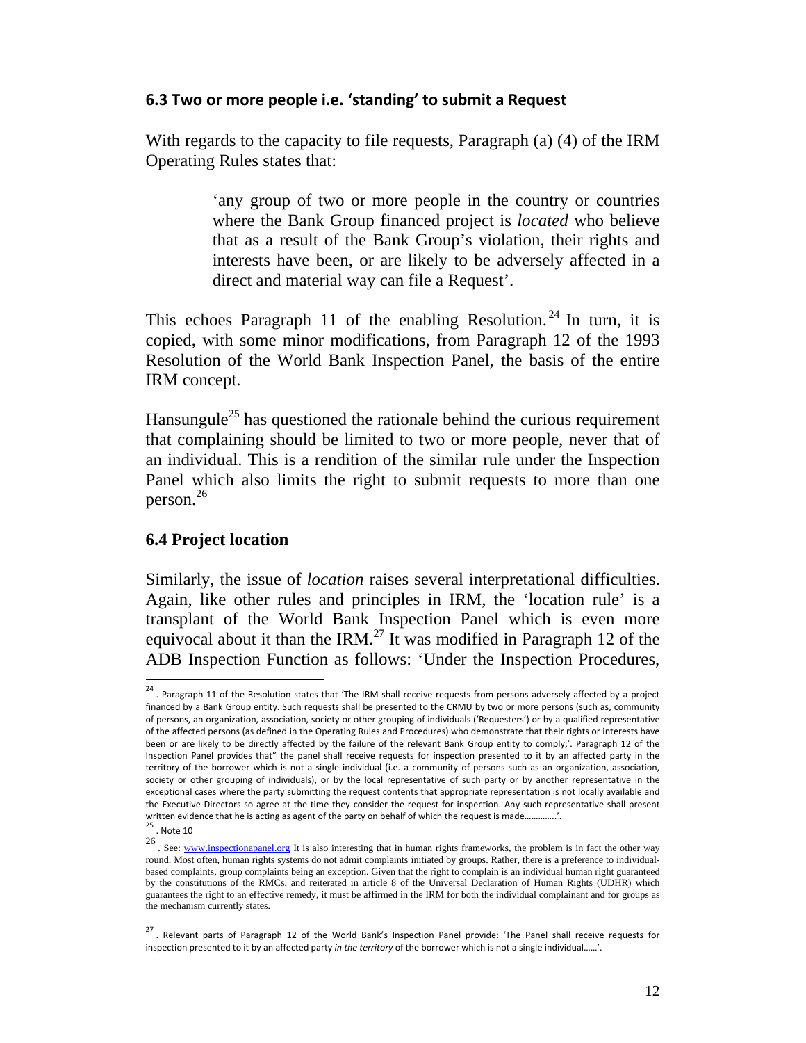### 6.3 Two or more people i.e. 'standing' to submit a Request

With regards to the capacity to file requests, Paragraph (a) (4) of the IRM Operating Rules states that:

> 'any group of two or more people in the country or countries where the Bank Group financed project is *located* who believe that as a result of the Bank Group's violation, their rights and interests have been, or are likely to be adversely affected in a direct and material way can file a Request'.

This echoes Paragraph 11 of the enabling Resolution.[24] In turn, it is copied, with some minor modifications, from Paragraph 12 of the 1993 Resolution of the World Bank Inspection Panel, the basis of the entire IRM concept.

Hansungule[25] has questioned the rationale behind the curious requirement that complaining should be limited to two or more people, never that of an individual. This is a rendition of the similar rule under the Inspection Panel which also limits the right to submit requests to more than one person.[26]

### 6.4 Project location

Similarly, the issue of *location* raises several interpretational difficulties. Again, like other rules and principles in IRM, the 'location rule' is a transplant of the World Bank Inspection Panel which is even more equivocal about it than the IRM.[27] It was modified in Paragraph 12 of the ADB Inspection Function as follows: 'Under the Inspection Procedures,

---

[24] . Paragraph 11 of the Resolution states that 'The IRM shall receive requests from persons adversely affected by a project financed by a Bank Group entity. Such requests shall be presented to the CRMU by two or more persons (such as, community of persons, an organization, association, society or other grouping of individuals ('Requesters') or by a qualified representative of the affected persons (as defined in the Operating Rules and Procedures) who demonstrate that their rights or interests have been or are likely to be directly affected by the failure of the relevant Bank Group entity to comply;'. Paragraph 12 of the Inspection Panel provides that" the panel shall receive requests for inspection presented to it by an affected party in the territory of the borrower which is not a single individual (i.e. a community of persons such as an organization, association, society or other grouping of individuals), or by the local representative of such party or by another representative in the exceptional cases where the party submitting the request contents that appropriate representation is not locally available and the Executive Directors so agree at the time they consider the request for inspection. Any such representative shall present written evidence that he is acting as agent of the party on behalf of which the request is made…………'.

[25] . Note 10

[26] . See: www.inspectionapanel.org It is also interesting that in human rights frameworks, the problem is in fact the other way round. Most often, human rights systems do not admit complaints initiated by groups. Rather, there is a preference to individual-based complaints, group complaints being an exception. Given that the right to complain is an individual human right guaranteed by the constitutions of the RMCs, and reiterated in article 8 of the Universal Declaration of Human Rights (UDHR) which guarantees the right to an effective remedy, it must be affirmed in the IRM for both the individual complainant and for groups as the mechanism currently states.

[27] . Relevant parts of Paragraph 12 of the World Bank's Inspection Panel provide: 'The Panel shall receive requests for inspection presented to it by an affected party *in the territory* of the borrower which is not a single individual……'.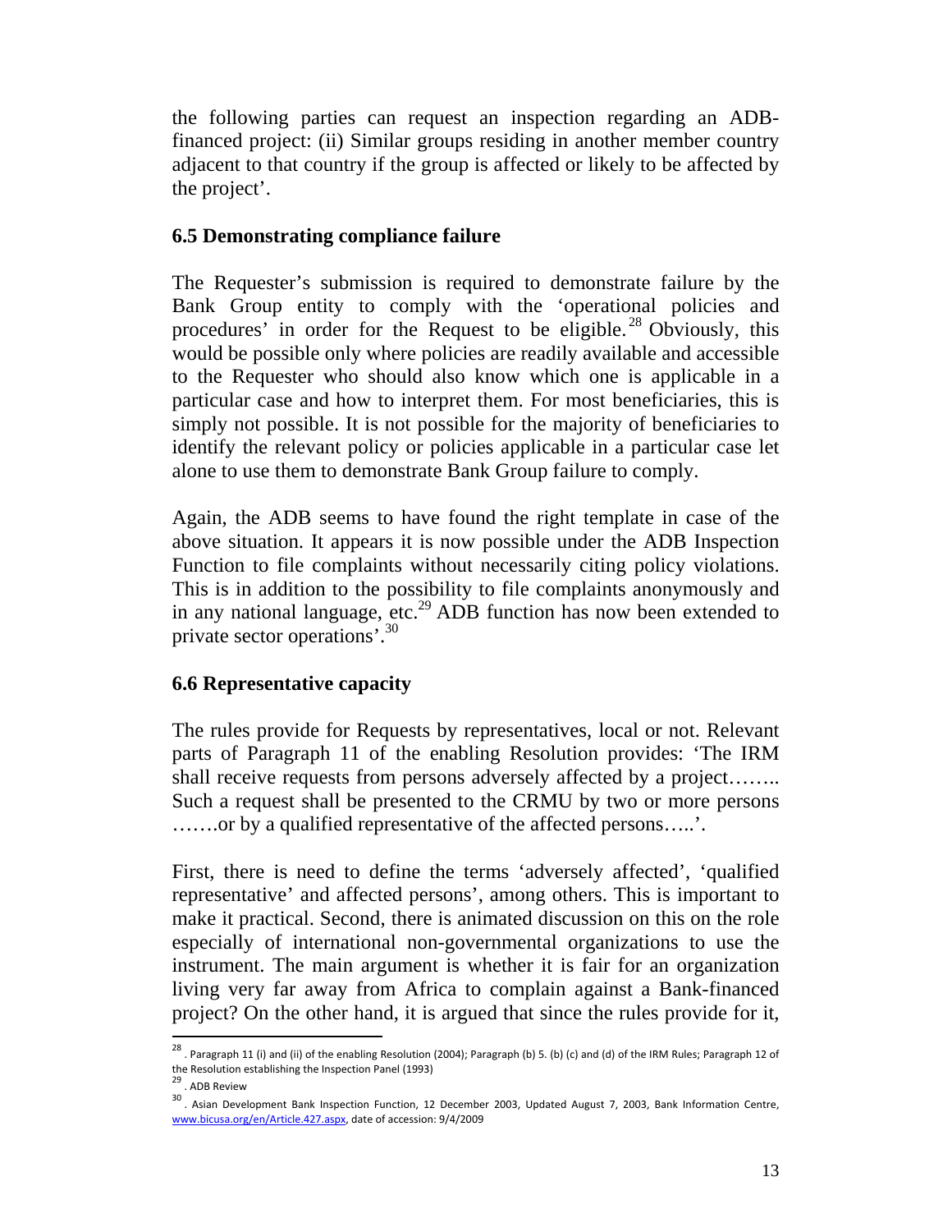the following parties can request an inspection regarding an ADB-financed project: (ii) Similar groups residing in another member country adjacent to that country if the group is affected or likely to be affected by the project'.

### 6.5 Demonstrating compliance failure

The Requester's submission is required to demonstrate failure by the Bank Group entity to comply with the 'operational policies and procedures' in order for the Request to be eligible.[28] Obviously, this would be possible only where policies are readily available and accessible to the Requester who should also know which one is applicable in a particular case and how to interpret them. For most beneficiaries, this is simply not possible. It is not possible for the majority of beneficiaries to identify the relevant policy or policies applicable in a particular case let alone to use them to demonstrate Bank Group failure to comply.

Again, the ADB seems to have found the right template in case of the above situation. It appears it is now possible under the ADB Inspection Function to file complaints without necessarily citing policy violations. This is in addition to the possibility to file complaints anonymously and in any national language, etc.[29] ADB function has now been extended to private sector operations'.[30]

### 6.6 Representative capacity

The rules provide for Requests by representatives, local or not. Relevant parts of Paragraph 11 of the enabling Resolution provides: 'The IRM shall receive requests from persons adversely affected by a project…….. Such a request shall be presented to the CRMU by two or more persons …….or by a qualified representative of the affected persons…..'.

First, there is need to define the terms 'adversely affected', 'qualified representative' and affected persons', among others. This is important to make it practical. Second, there is animated discussion on this on the role especially of international non-governmental organizations to use the instrument. The main argument is whether it is fair for an organization living very far away from Africa to complain against a Bank-financed project? On the other hand, it is argued that since the rules provide for it,

---

[28] . Paragraph 11 (i) and (ii) of the enabling Resolution (2004); Paragraph (b) 5. (b) (c) and (d) of the IRM Rules; Paragraph 12 of the Resolution establishing the Inspection Panel (1993)

[29] . ADB Review

[30] . Asian Development Bank Inspection Function, 12 December 2003, Updated August 7, 2003, Bank Information Centre, www.bicusa.org/en/Article.427.aspx, date of accession: 9/4/2009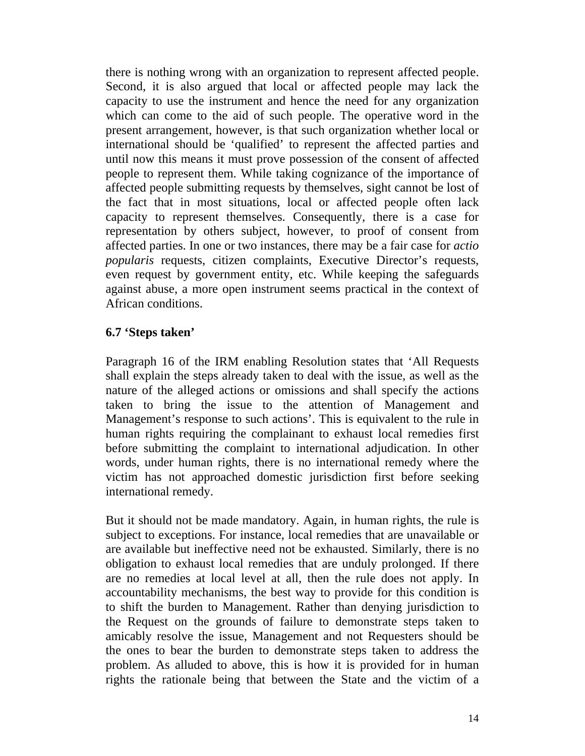there is nothing wrong with an organization to represent affected people. Second, it is also argued that local or affected people may lack the capacity to use the instrument and hence the need for any organization which can come to the aid of such people. The operative word in the present arrangement, however, is that such organization whether local or international should be 'qualified' to represent the affected parties and until now this means it must prove possession of the consent of affected people to represent them. While taking cognizance of the importance of affected people submitting requests by themselves, sight cannot be lost of the fact that in most situations, local or affected people often lack capacity to represent themselves. Consequently, there is a case for representation by others subject, however, to proof of consent from affected parties. In one or two instances, there may be a fair case for *actio popularis* requests, citizen complaints, Executive Director's requests, even request by government entity, etc. While keeping the safeguards against abuse, a more open instrument seems practical in the context of African conditions.

### 6.7 'Steps taken'

Paragraph 16 of the IRM enabling Resolution states that 'All Requests shall explain the steps already taken to deal with the issue, as well as the nature of the alleged actions or omissions and shall specify the actions taken to bring the issue to the attention of Management and Management's response to such actions'. This is equivalent to the rule in human rights requiring the complainant to exhaust local remedies first before submitting the complaint to international adjudication. In other words, under human rights, there is no international remedy where the victim has not approached domestic jurisdiction first before seeking international remedy.

But it should not be made mandatory. Again, in human rights, the rule is subject to exceptions. For instance, local remedies that are unavailable or are available but ineffective need not be exhausted. Similarly, there is no obligation to exhaust local remedies that are unduly prolonged. If there are no remedies at local level at all, then the rule does not apply. In accountability mechanisms, the best way to provide for this condition is to shift the burden to Management. Rather than denying jurisdiction to the Request on the grounds of failure to demonstrate steps taken to amicably resolve the issue, Management and not Requesters should be the ones to bear the burden to demonstrate steps taken to address the problem. As alluded to above, this is how it is provided for in human rights the rationale being that between the State and the victim of a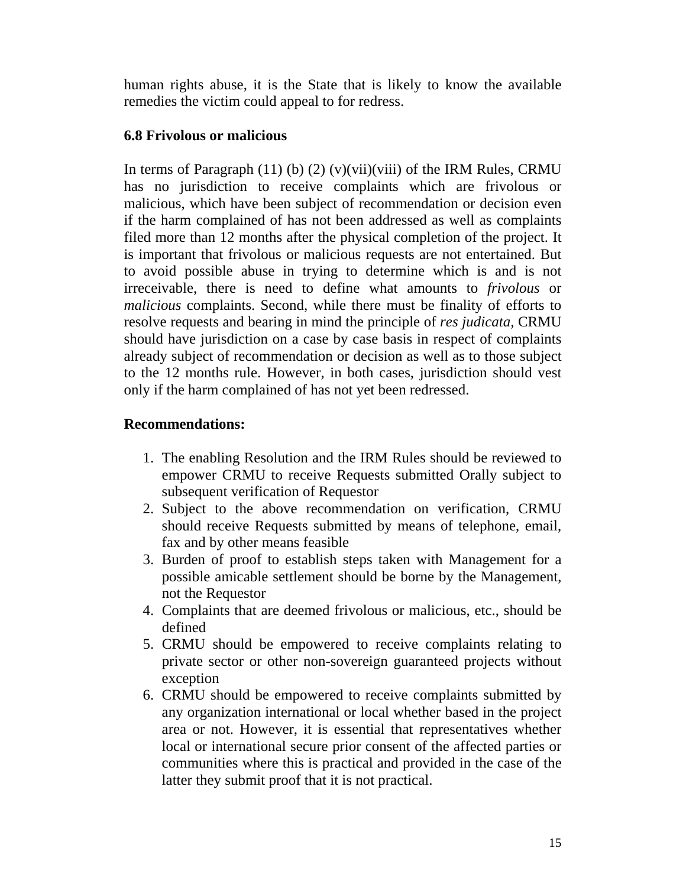human rights abuse, it is the State that is likely to know the available remedies the victim could appeal to for redress.

### 6.8 Frivolous or malicious

In terms of Paragraph (11) (b) (2) (v)(vii)(viii) of the IRM Rules, CRMU has no jurisdiction to receive complaints which are frivolous or malicious, which have been subject of recommendation or decision even if the harm complained of has not been addressed as well as complaints filed more than 12 months after the physical completion of the project. It is important that frivolous or malicious requests are not entertained. But to avoid possible abuse in trying to determine which is and is not irreceivable, there is need to define what amounts to *frivolous* or *malicious* complaints. Second, while there must be finality of efforts to resolve requests and bearing in mind the principle of *res judicata*, CRMU should have jurisdiction on a case by case basis in respect of complaints already subject of recommendation or decision as well as to those subject to the 12 months rule. However, in both cases, jurisdiction should vest only if the harm complained of has not yet been redressed.

**Recommendations:**

1. The enabling Resolution and the IRM Rules should be reviewed to empower CRMU to receive Requests submitted Orally subject to subsequent verification of Requestor
2. Subject to the above recommendation on verification, CRMU should receive Requests submitted by means of telephone, email, fax and by other means feasible
3. Burden of proof to establish steps taken with Management for a possible amicable settlement should be borne by the Management, not the Requestor
4. Complaints that are deemed frivolous or malicious, etc., should be defined
5. CRMU should be empowered to receive complaints relating to private sector or other non-sovereign guaranteed projects without exception
6. CRMU should be empowered to receive complaints submitted by any organization international or local whether based in the project area or not. However, it is essential that representatives whether local or international secure prior consent of the affected parties or communities where this is practical and provided in the case of the latter they submit proof that it is not practical.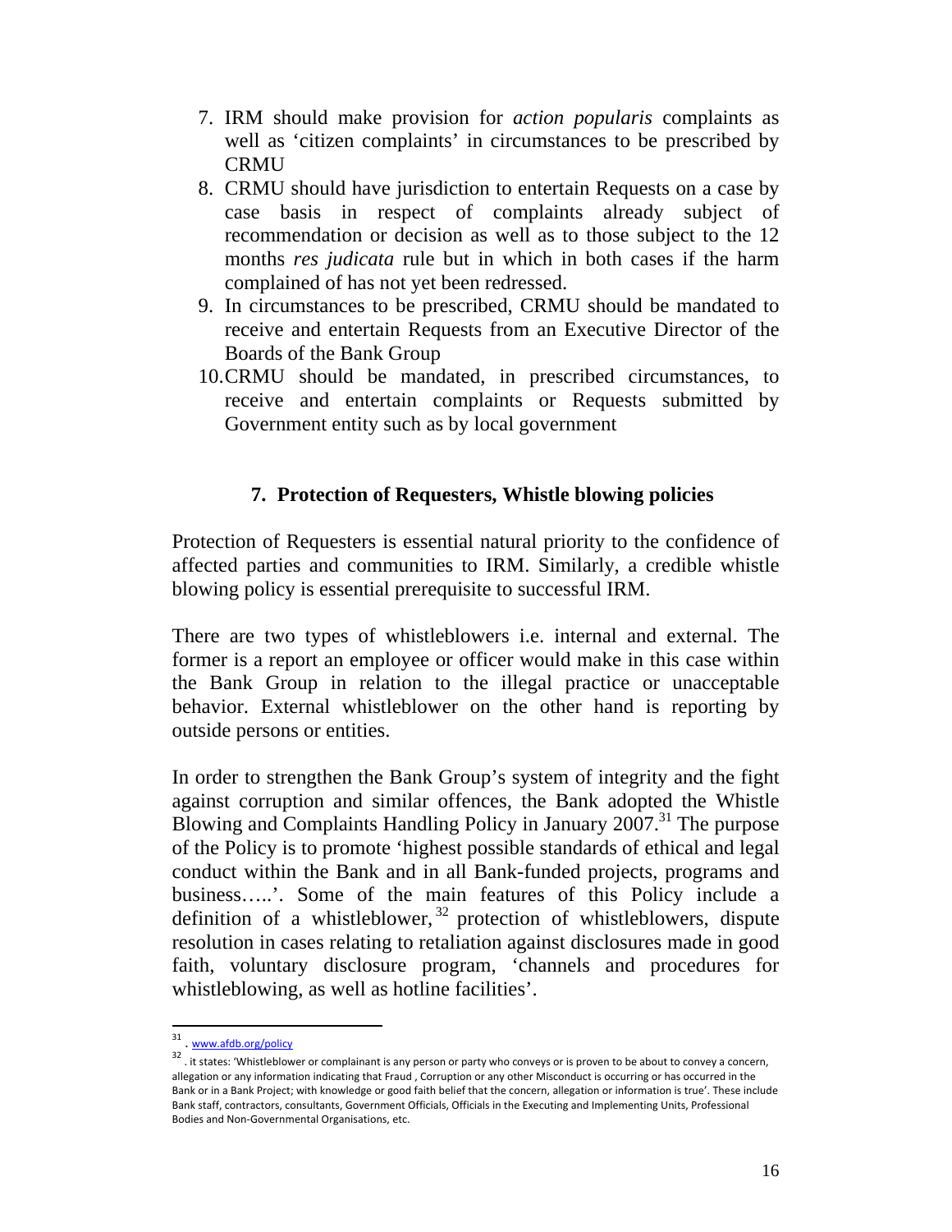7. IRM should make provision for *action popularis* complaints as well as 'citizen complaints' in circumstances to be prescribed by CRMU
8. CRMU should have jurisdiction to entertain Requests on a case by case basis in respect of complaints already subject of recommendation or decision as well as to those subject to the 12 months *res judicata* rule but in which in both cases if the harm complained of has not yet been redressed.
9. In circumstances to be prescribed, CRMU should be mandated to receive and entertain Requests from an Executive Director of the Boards of the Bank Group
10. CRMU should be mandated, in prescribed circumstances, to receive and entertain complaints or Requests submitted by Government entity such as by local government

## 7. Protection of Requesters, Whistle blowing policies

Protection of Requesters is essential natural priority to the confidence of affected parties and communities to IRM. Similarly, a credible whistle blowing policy is essential prerequisite to successful IRM.

There are two types of whistleblowers i.e. internal and external. The former is a report an employee or officer would make in this case within the Bank Group in relation to the illegal practice or unacceptable behavior. External whistleblower on the other hand is reporting by outside persons or entities.

In order to strengthen the Bank Group's system of integrity and the fight against corruption and similar offences, the Bank adopted the Whistle Blowing and Complaints Handling Policy in January 2007.[31] The purpose of the Policy is to promote 'highest possible standards of ethical and legal conduct within the Bank and in all Bank-funded projects, programs and business…..'. Some of the main features of this Policy include a definition of a whistleblower,[32] protection of whistleblowers, dispute resolution in cases relating to retaliation against disclosures made in good faith, voluntary disclosure program, 'channels and procedures for whistleblowing, as well as hotline facilities'.

---

[31] . www.afdb.org/policy

[32] . it states: 'Whistleblower or complainant is any person or party who conveys or is proven to be about to convey a concern, allegation or any information indicating that Fraud , Corruption or any other Misconduct is occurring or has occurred in the Bank or in a Bank Project; with knowledge or good faith belief that the concern, allegation or information is true'. These include Bank staff, contractors, consultants, Government Officials, Officials in the Executing and Implementing Units, Professional Bodies and Non-Governmental Organisations, etc.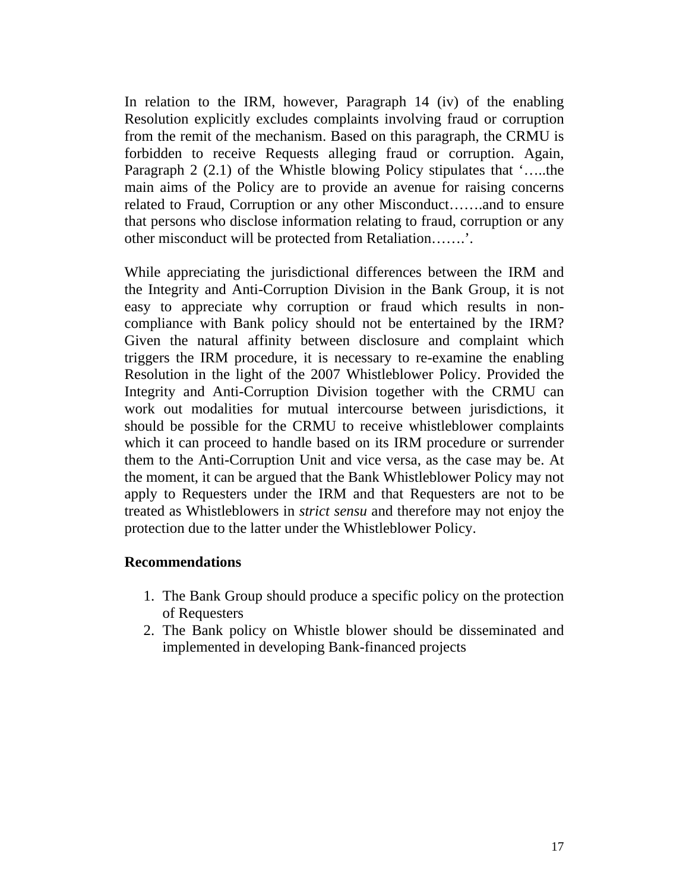In relation to the IRM, however, Paragraph 14 (iv) of the enabling Resolution explicitly excludes complaints involving fraud or corruption from the remit of the mechanism. Based on this paragraph, the CRMU is forbidden to receive Requests alleging fraud or corruption. Again, Paragraph 2 (2.1) of the Whistle blowing Policy stipulates that '…..the main aims of the Policy are to provide an avenue for raising concerns related to Fraud, Corruption or any other Misconduct…….and to ensure that persons who disclose information relating to fraud, corruption or any other misconduct will be protected from Retaliation…….'.

While appreciating the jurisdictional differences between the IRM and the Integrity and Anti-Corruption Division in the Bank Group, it is not easy to appreciate why corruption or fraud which results in non-compliance with Bank policy should not be entertained by the IRM? Given the natural affinity between disclosure and complaint which triggers the IRM procedure, it is necessary to re-examine the enabling Resolution in the light of the 2007 Whistleblower Policy. Provided the Integrity and Anti-Corruption Division together with the CRMU can work out modalities for mutual intercourse between jurisdictions, it should be possible for the CRMU to receive whistleblower complaints which it can proceed to handle based on its IRM procedure or surrender them to the Anti-Corruption Unit and vice versa, as the case may be. At the moment, it can be argued that the Bank Whistleblower Policy may not apply to Requesters under the IRM and that Requesters are not to be treated as Whistleblowers in *strict sensu* and therefore may not enjoy the protection due to the latter under the Whistleblower Policy.

**Recommendations**

1. The Bank Group should produce a specific policy on the protection of Requesters
2. The Bank policy on Whistle blower should be disseminated and implemented in developing Bank-financed projects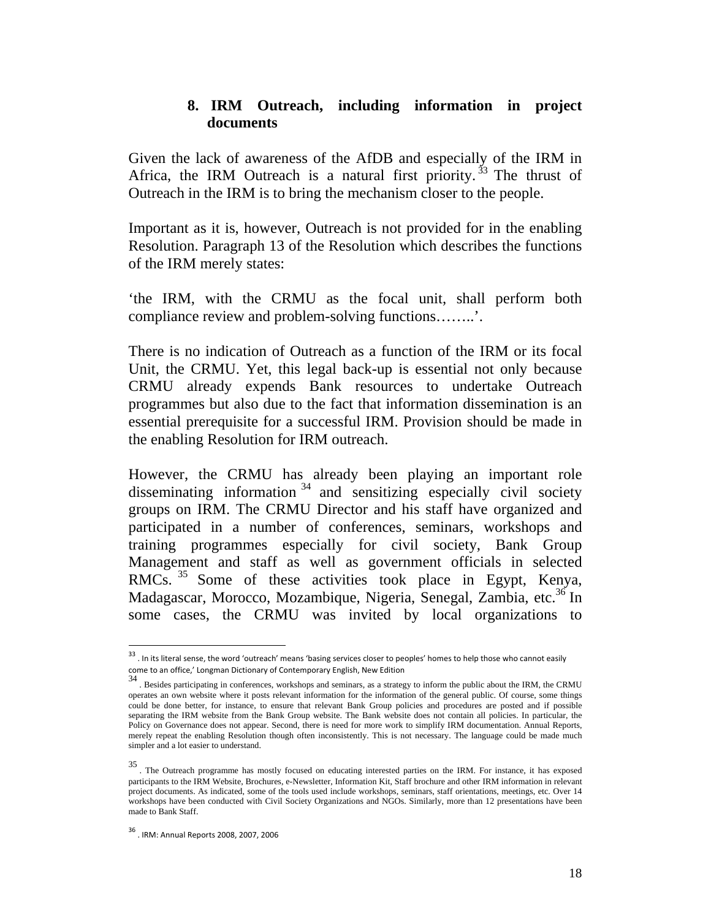## 8. IRM Outreach, including information in project documents

Given the lack of awareness of the AfDB and especially of the IRM in Africa, the IRM Outreach is a natural first priority.[33] The thrust of Outreach in the IRM is to bring the mechanism closer to the people.

Important as it is, however, Outreach is not provided for in the enabling Resolution. Paragraph 13 of the Resolution which describes the functions of the IRM merely states:

'the IRM, with the CRMU as the focal unit, shall perform both compliance review and problem-solving functions……..'.

There is no indication of Outreach as a function of the IRM or its focal Unit, the CRMU. Yet, this legal back-up is essential not only because CRMU already expends Bank resources to undertake Outreach programmes but also due to the fact that information dissemination is an essential prerequisite for a successful IRM. Provision should be made in the enabling Resolution for IRM outreach.

However, the CRMU has already been playing an important role disseminating information[34] and sensitizing especially civil society groups on IRM. The CRMU Director and his staff have organized and participated in a number of conferences, seminars, workshops and training programmes especially for civil society, Bank Group Management and staff as well as government officials in selected RMCs.[35] Some of these activities took place in Egypt, Kenya, Madagascar, Morocco, Mozambique, Nigeria, Senegal, Zambia, etc.[36] In some cases, the CRMU was invited by local organizations to

---

[33] . In its literal sense, the word 'outreach' means 'basing services closer to peoples' homes to help those who cannot easily come to an office,' Longman Dictionary of Contemporary English, New Edition

[34] . Besides participating in conferences, workshops and seminars, as a strategy to inform the public about the IRM, the CRMU operates an own website where it posts relevant information for the information of the general public. Of course, some things could be done better, for instance, to ensure that relevant Bank Group policies and procedures are posted and if possible separating the IRM website from the Bank Group website. The Bank website does not contain all policies. In particular, the Policy on Governance does not appear. Second, there is need for more work to simplify IRM documentation. Annual Reports, merely repeat the enabling Resolution though often inconsistently. This is not necessary. The language could be made much simpler and a lot easier to understand.

[35] . The Outreach programme has mostly focused on educating interested parties on the IRM. For instance, it has exposed participants to the IRM Website, Brochures, e-Newsletter, Information Kit, Staff brochure and other IRM information in relevant project documents. As indicated, some of the tools used include workshops, seminars, staff orientations, meetings, etc. Over 14 workshops have been conducted with Civil Society Organizations and NGOs. Similarly, more than 12 presentations have been made to Bank Staff.

[36] . IRM: Annual Reports 2008, 2007, 2006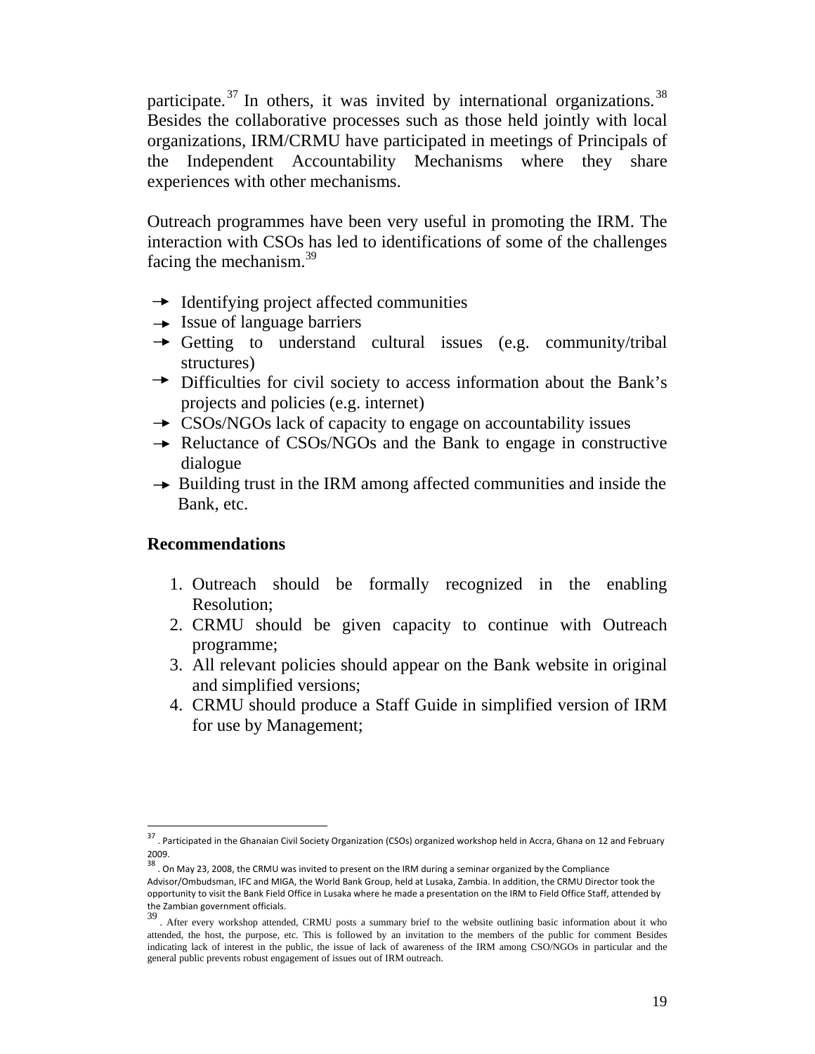participate.[37] In others, it was invited by international organizations.[38] Besides the collaborative processes such as those held jointly with local organizations, IRM/CRMU have participated in meetings of Principals of the Independent Accountability Mechanisms where they share experiences with other mechanisms.

Outreach programmes have been very useful in promoting the IRM. The interaction with CSOs has led to identifications of some of the challenges facing the mechanism.[39]

- Identifying project affected communities
- Issue of language barriers
- Getting to understand cultural issues (e.g. community/tribal structures)
- Difficulties for civil society to access information about the Bank's projects and policies (e.g. internet)
- CSOs/NGOs lack of capacity to engage on accountability issues
- Reluctance of CSOs/NGOs and the Bank to engage in constructive dialogue
- Building trust in the IRM among affected communities and inside the Bank, etc.

**Recommendations**

1. Outreach should be formally recognized in the enabling Resolution;
2. CRMU should be given capacity to continue with Outreach programme;
3. All relevant policies should appear on the Bank website in original and simplified versions;
4. CRMU should produce a Staff Guide in simplified version of IRM for use by Management;

---

[37] . Participated in the Ghanaian Civil Society Organization (CSOs) organized workshop held in Accra, Ghana on 12 and February 2009.

[38] . On May 23, 2008, the CRMU was invited to present on the IRM during a seminar organized by the Compliance Advisor/Ombudsman, IFC and MIGA, the World Bank Group, held at Lusaka, Zambia. In addition, the CRMU Director took the opportunity to visit the Bank Field Office in Lusaka where he made a presentation on the IRM to Field Office Staff, attended by the Zambian government officials.

[39] . After every workshop attended, CRMU posts a summary brief to the website outlining basic information about it who attended, the host, the purpose, etc. This is followed by an invitation to the members of the public for comment Besides indicating lack of interest in the public, the issue of lack of awareness of the IRM among CSO/NGOs in particular and the general public prevents robust engagement of issues out of IRM outreach.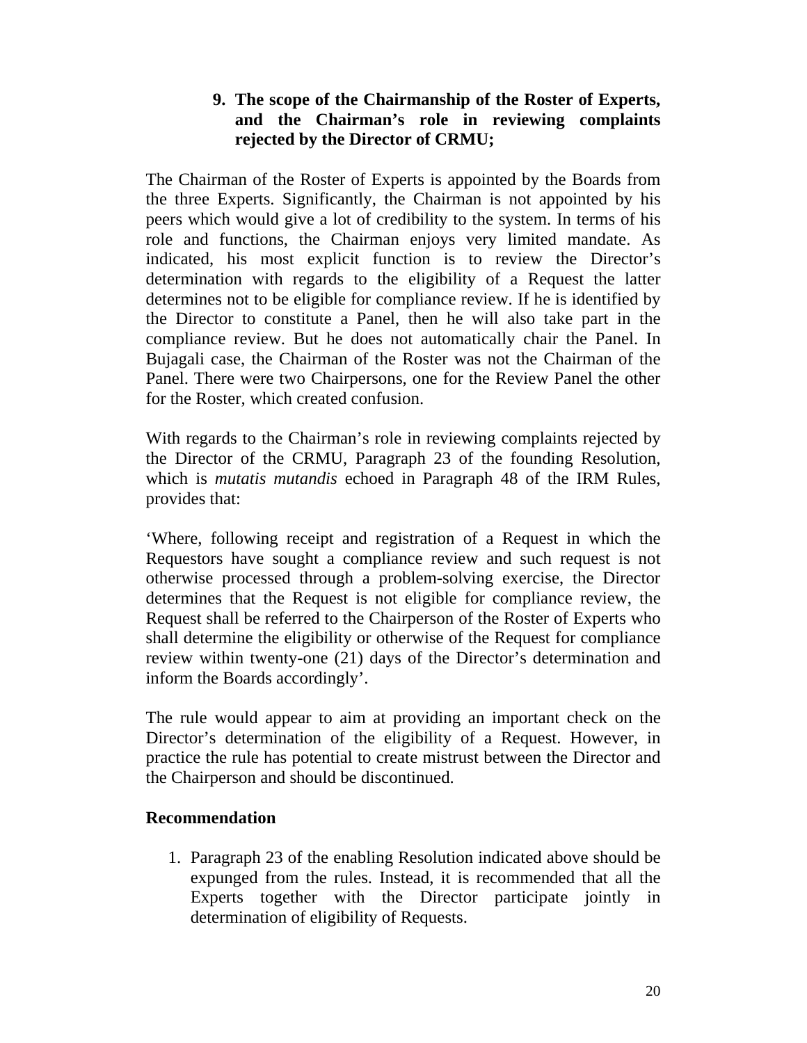9. **The scope of the Chairmanship of the Roster of Experts, and the Chairman's role in reviewing complaints rejected by the Director of CRMU;**

The Chairman of the Roster of Experts is appointed by the Boards from the three Experts. Significantly, the Chairman is not appointed by his peers which would give a lot of credibility to the system. In terms of his role and functions, the Chairman enjoys very limited mandate. As indicated, his most explicit function is to review the Director's determination with regards to the eligibility of a Request the latter determines not to be eligible for compliance review. If he is identified by the Director to constitute a Panel, then he will also take part in the compliance review. But he does not automatically chair the Panel. In Bujagali case, the Chairman of the Roster was not the Chairman of the Panel. There were two Chairpersons, one for the Review Panel the other for the Roster, which created confusion.

With regards to the Chairman's role in reviewing complaints rejected by the Director of the CRMU, Paragraph 23 of the founding Resolution, which is *mutatis mutandis* echoed in Paragraph 48 of the IRM Rules, provides that:

'Where, following receipt and registration of a Request in which the Requestors have sought a compliance review and such request is not otherwise processed through a problem-solving exercise, the Director determines that the Request is not eligible for compliance review, the Request shall be referred to the Chairperson of the Roster of Experts who shall determine the eligibility or otherwise of the Request for compliance review within twenty-one (21) days of the Director's determination and inform the Boards accordingly'.

The rule would appear to aim at providing an important check on the Director's determination of the eligibility of a Request. However, in practice the rule has potential to create mistrust between the Director and the Chairperson and should be discontinued.

**Recommendation**

1. Paragraph 23 of the enabling Resolution indicated above should be expunged from the rules. Instead, it is recommended that all the Experts together with the Director participate jointly in determination of eligibility of Requests.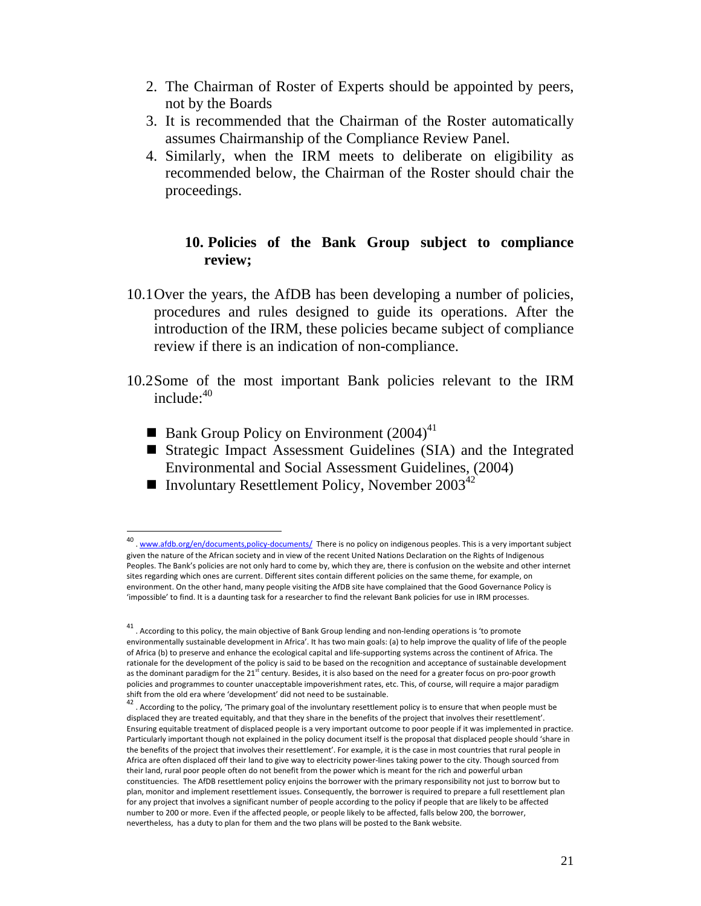2. The Chairman of Roster of Experts should be appointed by peers, not by the Boards
3. It is recommended that the Chairman of the Roster automatically assumes Chairmanship of the Compliance Review Panel.
4. Similarly, when the IRM meets to deliberate on eligibility as recommended below, the Chairman of the Roster should chair the proceedings.

### 10. Policies of the Bank Group subject to compliance review;

10.1 Over the years, the AfDB has been developing a number of policies, procedures and rules designed to guide its operations. After the introduction of the IRM, these policies became subject of compliance review if there is an indication of non-compliance.

10.2 Some of the most important Bank policies relevant to the IRM include:[40]

- Bank Group Policy on Environment (2004)[41]
- Strategic Impact Assessment Guidelines (SIA) and the Integrated Environmental and Social Assessment Guidelines, (2004)
- Involuntary Resettlement Policy, November 2003[42]

---

[40] . www.afdb.org/en/documents,policy-documents/ There is no policy on indigenous peoples. This is a very important subject given the nature of the African society and in view of the recent United Nations Declaration on the Rights of Indigenous Peoples. The Bank's policies are not only hard to come by, which they are, there is confusion on the website and other internet sites regarding which ones are current. Different sites contain different policies on the same theme, for example, on environment. On the other hand, many people visiting the AfDB site have complained that the Good Governance Policy is 'impossible' to find. It is a daunting task for a researcher to find the relevant Bank policies for use in IRM processes.

[41] . According to this policy, the main objective of Bank Group lending and non-lending operations is 'to promote environmentally sustainable development in Africa'. It has two main goals: (a) to help improve the quality of life of the people of Africa (b) to preserve and enhance the ecological capital and life-supporting systems across the continent of Africa. The rationale for the development of the policy is said to be based on the recognition and acceptance of sustainable development as the dominant paradigm for the 21st century. Besides, it is also based on the need for a greater focus on pro-poor growth policies and programmes to counter unacceptable impoverishment rates, etc. This, of course, will require a major paradigm shift from the old era where 'development' did not need to be sustainable.

[42] . According to the policy, 'The primary goal of the involuntary resettlement policy is to ensure that when people must be displaced they are treated equitably, and that they share in the benefits of the project that involves their resettlement'. Ensuring equitable treatment of displaced people is a very important outcome to poor people if it was implemented in practice. Particularly important though not explained in the policy document itself is the proposal that displaced people should 'share in the benefits of the project that involves their resettlement'. For example, it is the case in most countries that rural people in Africa are often displaced off their land to give way to electricity power-lines taking power to the city. Though sourced from their land, rural poor people often do not benefit from the power which is meant for the rich and powerful urban constituencies. The AfDB resettlement policy enjoins the borrower with the primary responsibility not just to borrow but to plan, monitor and implement resettlement issues. Consequently, the borrower is required to prepare a full resettlement plan for any project that involves a significant number of people according to the policy if people that are likely to be affected number to 200 or more. Even if the affected people, or people likely to be affected, falls below 200, the borrower, nevertheless, has a duty to plan for them and the two plans will be posted to the Bank website.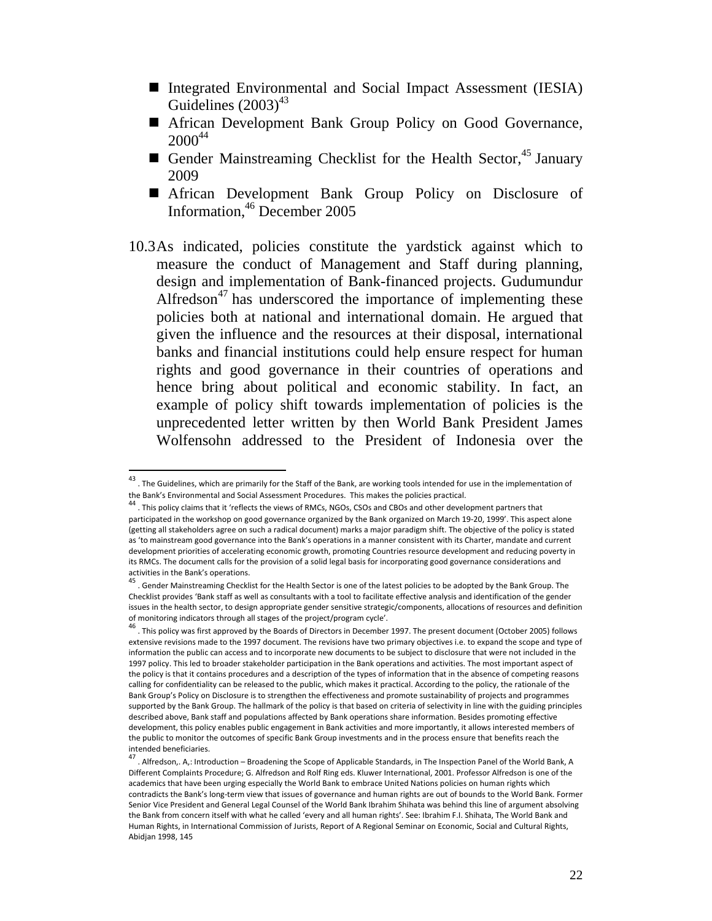- Integrated Environmental and Social Impact Assessment (IESIA) Guidelines (2003)[43]
- African Development Bank Group Policy on Good Governance, 2000[44]
- Gender Mainstreaming Checklist for the Health Sector,[45] January 2009
- African Development Bank Group Policy on Disclosure of Information,[46] December 2005

10.3 As indicated, policies constitute the yardstick against which to measure the conduct of Management and Staff during planning, design and implementation of Bank-financed projects. Gudumundur Alfredson[47] has underscored the importance of implementing these policies both at national and international domain. He argued that given the influence and the resources at their disposal, international banks and financial institutions could help ensure respect for human rights and good governance in their countries of operations and hence bring about political and economic stability. In fact, an example of policy shift towards implementation of policies is the unprecedented letter written by then World Bank President James Wolfensohn addressed to the President of Indonesia over the

---

[43] . The Guidelines, which are primarily for the Staff of the Bank, are working tools intended for use in the implementation of the Bank's Environmental and Social Assessment Procedures. This makes the policies practical.

[44] . This policy claims that it 'reflects the views of RMCs, NGOs, CSOs and CBOs and other development partners that participated in the workshop on good governance organized by the Bank organized on March 19-20, 1999'. This aspect alone (getting all stakeholders agree on such a radical document) marks a major paradigm shift. The objective of the policy is stated as 'to mainstream good governance into the Bank's operations in a manner consistent with its Charter, mandate and current development priorities of accelerating economic growth, promoting Countries resource development and reducing poverty in its RMCs. The document calls for the provision of a solid legal basis for incorporating good governance considerations and activities in the Bank's operations.

[45] . Gender Mainstreaming Checklist for the Health Sector is one of the latest policies to be adopted by the Bank Group. The Checklist provides 'Bank staff as well as consultants with a tool to facilitate effective analysis and identification of the gender issues in the health sector, to design appropriate gender sensitive strategic/components, allocations of resources and definition of monitoring indicators through all stages of the project/program cycle'.

[46] . This policy was first approved by the Boards of Directors in December 1997. The present document (October 2005) follows extensive revisions made to the 1997 document. The revisions have two primary objectives i.e. to expand the scope and type of information the public can access and to incorporate new documents to be subject to disclosure that were not included in the 1997 policy. This led to broader stakeholder participation in the Bank operations and activities. The most important aspect of the policy is that it contains procedures and a description of the types of information that in the absence of competing reasons calling for confidentiality can be released to the public, which makes it practical. According to the policy, the rationale of the Bank Group's Policy on Disclosure is to strengthen the effectiveness and promote sustainability of projects and programmes supported by the Bank Group. The hallmark of the policy is that based on criteria of selectivity in line with the guiding principles described above, Bank staff and populations affected by Bank operations share information. Besides promoting effective development, this policy enables public engagement in Bank activities and more importantly, it allows interested members of the public to monitor the outcomes of specific Bank Group investments and in the process ensure that benefits reach the intended beneficiaries.

[47] . Alfredson,. A,: Introduction – Broadening the Scope of Applicable Standards, in The Inspection Panel of the World Bank, A Different Complaints Procedure; G. Alfredson and Rolf Ring eds. Kluwer International, 2001. Professor Alfredson is one of the academics that have been urging especially the World Bank to embrace United Nations policies on human rights which contradicts the Bank's long-term view that issues of governance and human rights are out of bounds to the World Bank. Former Senior Vice President and General Legal Counsel of the World Bank Ibrahim Shihata was behind this line of argument absolving the Bank from concern itself with what he called 'every and all human rights'. See: Ibrahim F.I. Shihata, The World Bank and Human Rights, in International Commission of Jurists, Report of A Regional Seminar on Economic, Social and Cultural Rights, Abidjan 1998, 145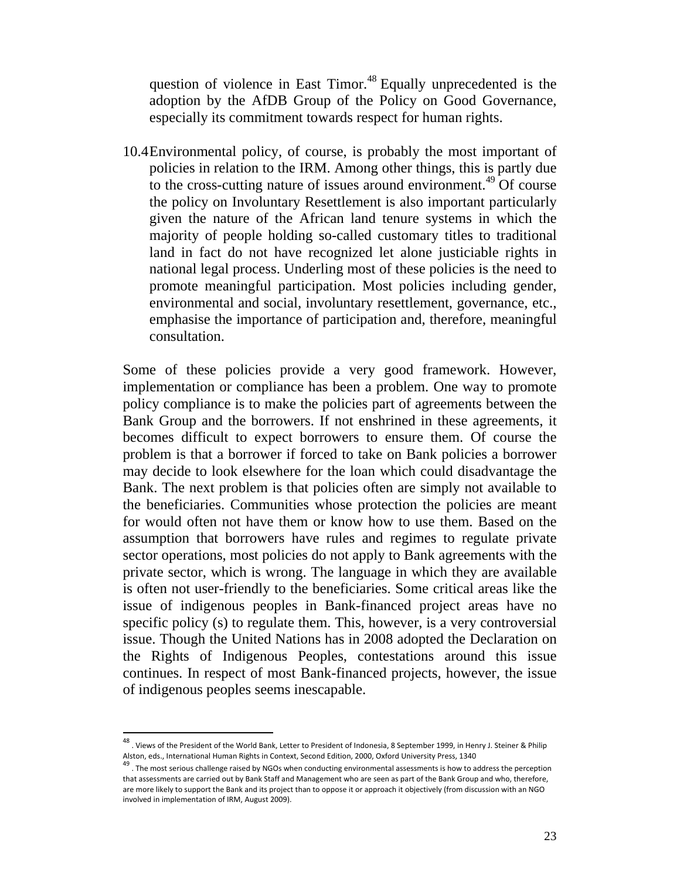question of violence in East Timor.[48] Equally unprecedented is the adoption by the AfDB Group of the Policy on Good Governance, especially its commitment towards respect for human rights.

10.4 Environmental policy, of course, is probably the most important of policies in relation to the IRM. Among other things, this is partly due to the cross-cutting nature of issues around environment.[49] Of course the policy on Involuntary Resettlement is also important particularly given the nature of the African land tenure systems in which the majority of people holding so-called customary titles to traditional land in fact do not have recognized let alone justiciable rights in national legal process. Underling most of these policies is the need to promote meaningful participation. Most policies including gender, environmental and social, involuntary resettlement, governance, etc., emphasise the importance of participation and, therefore, meaningful consultation.

Some of these policies provide a very good framework. However, implementation or compliance has been a problem. One way to promote policy compliance is to make the policies part of agreements between the Bank Group and the borrowers. If not enshrined in these agreements, it becomes difficult to expect borrowers to ensure them. Of course the problem is that a borrower if forced to take on Bank policies a borrower may decide to look elsewhere for the loan which could disadvantage the Bank. The next problem is that policies often are simply not available to the beneficiaries. Communities whose protection the policies are meant for would often not have them or know how to use them. Based on the assumption that borrowers have rules and regimes to regulate private sector operations, most policies do not apply to Bank agreements with the private sector, which is wrong. The language in which they are available is often not user-friendly to the beneficiaries. Some critical areas like the issue of indigenous peoples in Bank-financed project areas have no specific policy (s) to regulate them. This, however, is a very controversial issue. Though the United Nations has in 2008 adopted the Declaration on the Rights of Indigenous Peoples, contestations around this issue continues. In respect of most Bank-financed projects, however, the issue of indigenous peoples seems inescapable.

---

[48] . Views of the President of the World Bank, Letter to President of Indonesia, 8 September 1999, in Henry J. Steiner & Philip Alston, eds., International Human Rights in Context, Second Edition, 2000, Oxford University Press, 1340

[49] . The most serious challenge raised by NGOs when conducting environmental assessments is how to address the perception that assessments are carried out by Bank Staff and Management who are seen as part of the Bank Group and who, therefore, are more likely to support the Bank and its project than to oppose it or approach it objectively (from discussion with an NGO involved in implementation of IRM, August 2009).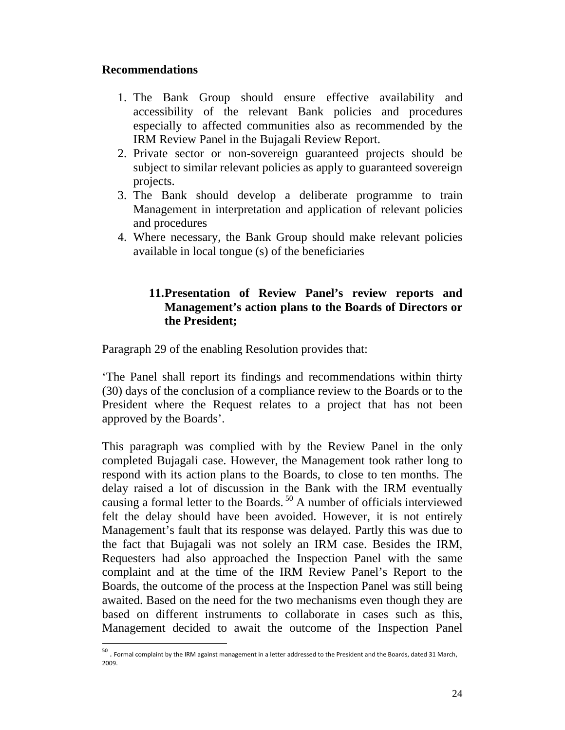**Recommendations**

1. The Bank Group should ensure effective availability and accessibility of the relevant Bank policies and procedures especially to affected communities also as recommended by the IRM Review Panel in the Bujagali Review Report.
2. Private sector or non-sovereign guaranteed projects should be subject to similar relevant policies as apply to guaranteed sovereign projects.
3. The Bank should develop a deliberate programme to train Management in interpretation and application of relevant policies and procedures
4. Where necessary, the Bank Group should make relevant policies available in local tongue (s) of the beneficiaries

### 11. Presentation of Review Panel's review reports and Management's action plans to the Boards of Directors or the President;

Paragraph 29 of the enabling Resolution provides that:

'The Panel shall report its findings and recommendations within thirty (30) days of the conclusion of a compliance review to the Boards or to the President where the Request relates to a project that has not been approved by the Boards'.

This paragraph was complied with by the Review Panel in the only completed Bujagali case. However, the Management took rather long to respond with its action plans to the Boards, to close to ten months. The delay raised a lot of discussion in the Bank with the IRM eventually causing a formal letter to the Boards. [50] A number of officials interviewed felt the delay should have been avoided. However, it is not entirely Management's fault that its response was delayed. Partly this was due to the fact that Bujagali was not solely an IRM case. Besides the IRM, Requesters had also approached the Inspection Panel with the same complaint and at the time of the IRM Review Panel's Report to the Boards, the outcome of the process at the Inspection Panel was still being awaited. Based on the need for the two mechanisms even though they are based on different instruments to collaborate in cases such as this, Management decided to await the outcome of the Inspection Panel

[50] . Formal complaint by the IRM against management in a letter addressed to the President and the Boards, dated 31 March, 2009.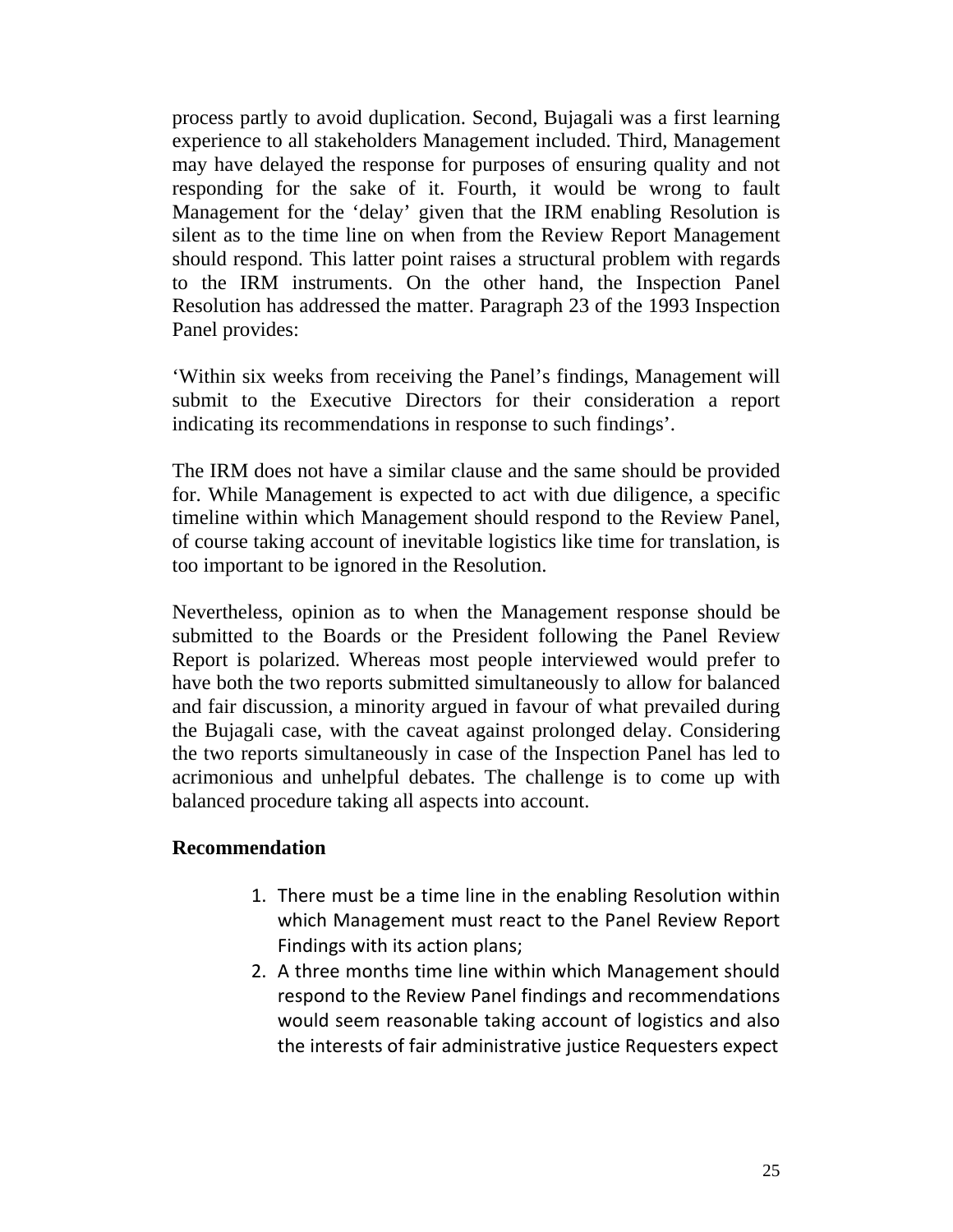process partly to avoid duplication. Second, Bujagali was a first learning experience to all stakeholders Management included. Third, Management may have delayed the response for purposes of ensuring quality and not responding for the sake of it. Fourth, it would be wrong to fault Management for the 'delay' given that the IRM enabling Resolution is silent as to the time line on when from the Review Report Management should respond. This latter point raises a structural problem with regards to the IRM instruments. On the other hand, the Inspection Panel Resolution has addressed the matter. Paragraph 23 of the 1993 Inspection Panel provides:

'Within six weeks from receiving the Panel's findings, Management will submit to the Executive Directors for their consideration a report indicating its recommendations in response to such findings'.

The IRM does not have a similar clause and the same should be provided for. While Management is expected to act with due diligence, a specific timeline within which Management should respond to the Review Panel, of course taking account of inevitable logistics like time for translation, is too important to be ignored in the Resolution.

Nevertheless, opinion as to when the Management response should be submitted to the Boards or the President following the Panel Review Report is polarized. Whereas most people interviewed would prefer to have both the two reports submitted simultaneously to allow for balanced and fair discussion, a minority argued in favour of what prevailed during the Bujagali case, with the caveat against prolonged delay. Considering the two reports simultaneously in case of the Inspection Panel has led to acrimonious and unhelpful debates. The challenge is to come up with balanced procedure taking all aspects into account.

**Recommendation**

1. There must be a time line in the enabling Resolution within which Management must react to the Panel Review Report Findings with its action plans;
2. A three months time line within which Management should respond to the Review Panel findings and recommendations would seem reasonable taking account of logistics and also the interests of fair administrative justice Requesters expect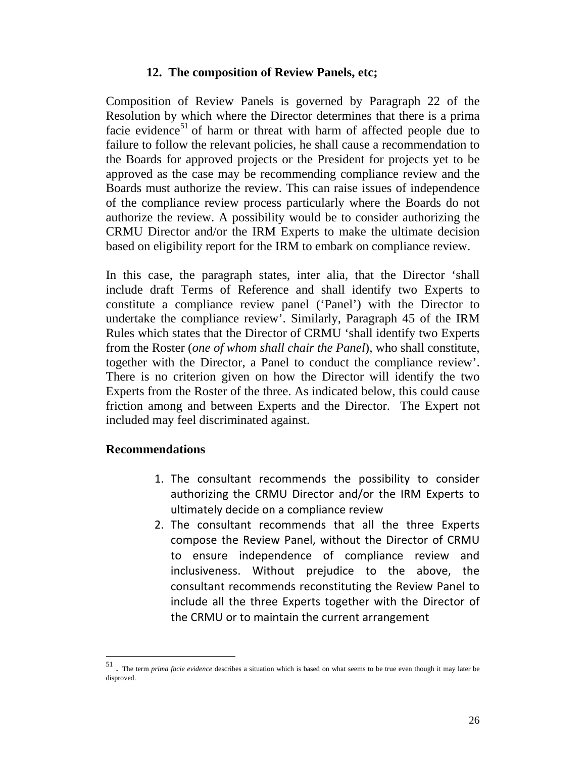### 12. The composition of Review Panels, etc;

Composition of Review Panels is governed by Paragraph 22 of the Resolution by which where the Director determines that there is a prima facie evidence[51] of harm or threat with harm of affected people due to failure to follow the relevant policies, he shall cause a recommendation to the Boards for approved projects or the President for projects yet to be approved as the case may be recommending compliance review and the Boards must authorize the review. This can raise issues of independence of the compliance review process particularly where the Boards do not authorize the review. A possibility would be to consider authorizing the CRMU Director and/or the IRM Experts to make the ultimate decision based on eligibility report for the IRM to embark on compliance review.

In this case, the paragraph states, inter alia, that the Director 'shall include draft Terms of Reference and shall identify two Experts to constitute a compliance review panel ('Panel') with the Director to undertake the compliance review'. Similarly, Paragraph 45 of the IRM Rules which states that the Director of CRMU 'shall identify two Experts from the Roster (*one of whom shall chair the Panel*), who shall constitute, together with the Director, a Panel to conduct the compliance review'. There is no criterion given on how the Director will identify the two Experts from the Roster of the three. As indicated below, this could cause friction among and between Experts and the Director. The Expert not included may feel discriminated against.

**Recommendations**

1. The consultant recommends the possibility to consider authorizing the CRMU Director and/or the IRM Experts to ultimately decide on a compliance review
2. The consultant recommends that all the three Experts compose the Review Panel, without the Director of CRMU to ensure independence of compliance review and inclusiveness. Without prejudice to the above, the consultant recommends reconstituting the Review Panel to include all the three Experts together with the Director of the CRMU or to maintain the current arrangement

---

[51] . The term *prima facie evidence* describes a situation which is based on what seems to be true even though it may later be disproved.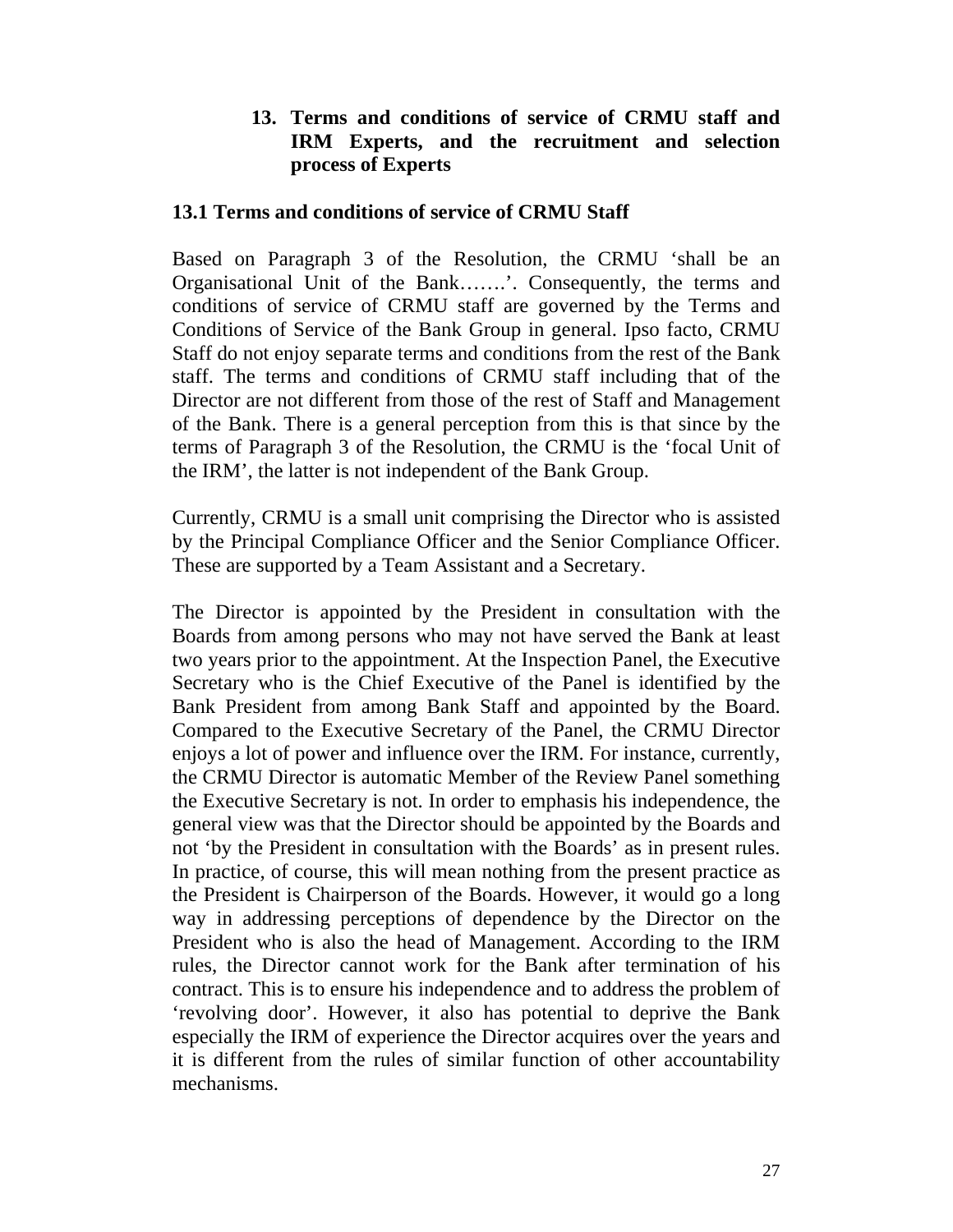## 13. Terms and conditions of service of CRMU staff and IRM Experts, and the recruitment and selection process of Experts

### 13.1 Terms and conditions of service of CRMU Staff

Based on Paragraph 3 of the Resolution, the CRMU 'shall be an Organisational Unit of the Bank…….'. Consequently, the terms and conditions of service of CRMU staff are governed by the Terms and Conditions of Service of the Bank Group in general. Ipso facto, CRMU Staff do not enjoy separate terms and conditions from the rest of the Bank staff. The terms and conditions of CRMU staff including that of the Director are not different from those of the rest of Staff and Management of the Bank. There is a general perception from this is that since by the terms of Paragraph 3 of the Resolution, the CRMU is the 'focal Unit of the IRM', the latter is not independent of the Bank Group.

Currently, CRMU is a small unit comprising the Director who is assisted by the Principal Compliance Officer and the Senior Compliance Officer. These are supported by a Team Assistant and a Secretary.

The Director is appointed by the President in consultation with the Boards from among persons who may not have served the Bank at least two years prior to the appointment. At the Inspection Panel, the Executive Secretary who is the Chief Executive of the Panel is identified by the Bank President from among Bank Staff and appointed by the Board. Compared to the Executive Secretary of the Panel, the CRMU Director enjoys a lot of power and influence over the IRM. For instance, currently, the CRMU Director is automatic Member of the Review Panel something the Executive Secretary is not. In order to emphasis his independence, the general view was that the Director should be appointed by the Boards and not 'by the President in consultation with the Boards' as in present rules. In practice, of course, this will mean nothing from the present practice as the President is Chairperson of the Boards. However, it would go a long way in addressing perceptions of dependence by the Director on the President who is also the head of Management. According to the IRM rules, the Director cannot work for the Bank after termination of his contract. This is to ensure his independence and to address the problem of 'revolving door'. However, it also has potential to deprive the Bank especially the IRM of experience the Director acquires over the years and it is different from the rules of similar function of other accountability mechanisms.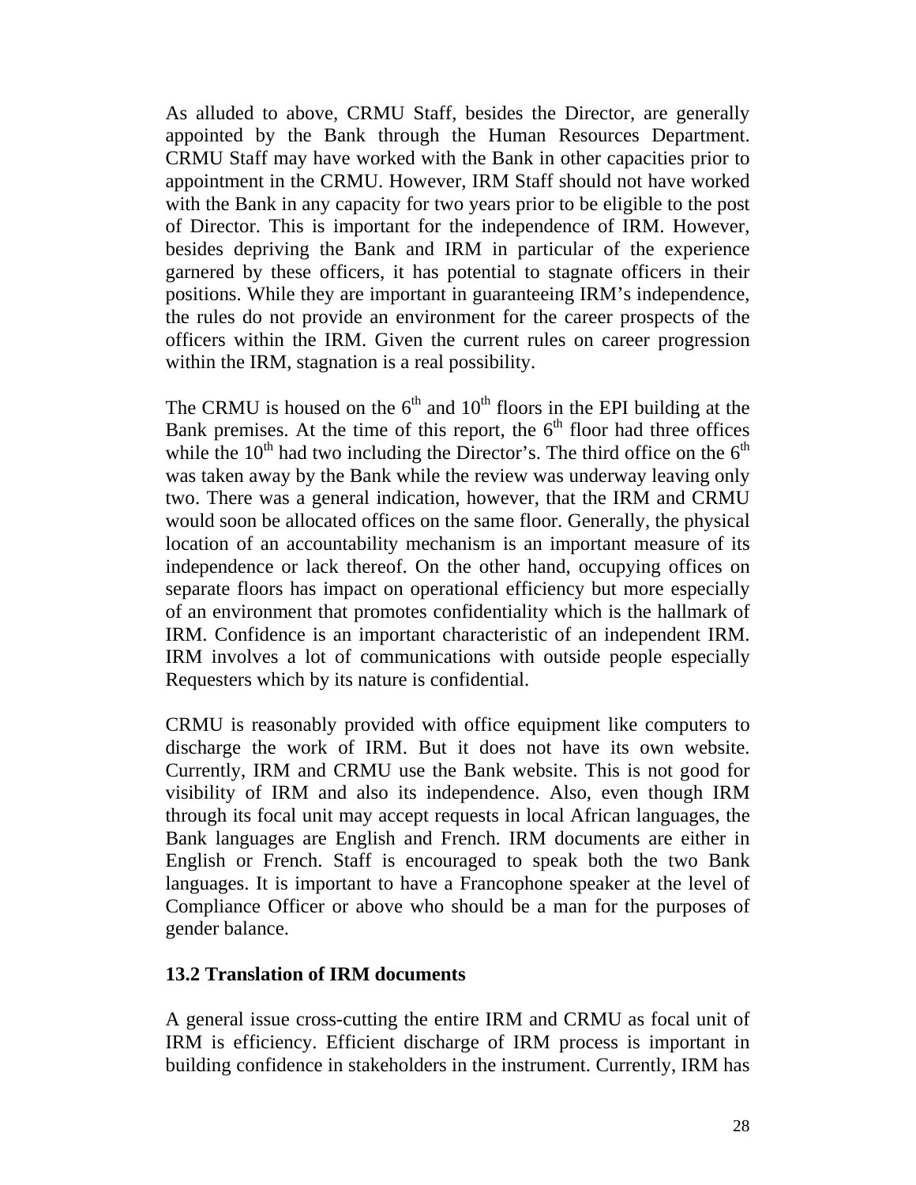As alluded to above, CRMU Staff, besides the Director, are generally appointed by the Bank through the Human Resources Department. CRMU Staff may have worked with the Bank in other capacities prior to appointment in the CRMU. However, IRM Staff should not have worked with the Bank in any capacity for two years prior to be eligible to the post of Director. This is important for the independence of IRM. However, besides depriving the Bank and IRM in particular of the experience garnered by these officers, it has potential to stagnate officers in their positions. While they are important in guaranteeing IRM's independence, the rules do not provide an environment for the career prospects of the officers within the IRM. Given the current rules on career progression within the IRM, stagnation is a real possibility.

The CRMU is housed on the 6th and 10th floors in the EPI building at the Bank premises. At the time of this report, the 6th floor had three offices while the 10th had two including the Director's. The third office on the 6th was taken away by the Bank while the review was underway leaving only two. There was a general indication, however, that the IRM and CRMU would soon be allocated offices on the same floor. Generally, the physical location of an accountability mechanism is an important measure of its independence or lack thereof. On the other hand, occupying offices on separate floors has impact on operational efficiency but more especially of an environment that promotes confidentiality which is the hallmark of IRM. Confidence is an important characteristic of an independent IRM. IRM involves a lot of communications with outside people especially Requesters which by its nature is confidential.

CRMU is reasonably provided with office equipment like computers to discharge the work of IRM. But it does not have its own website. Currently, IRM and CRMU use the Bank website. This is not good for visibility of IRM and also its independence. Also, even though IRM through its focal unit may accept requests in local African languages, the Bank languages are English and French. IRM documents are either in English or French. Staff is encouraged to speak both the two Bank languages. It is important to have a Francophone speaker at the level of Compliance Officer or above who should be a man for the purposes of gender balance.

### 13.2 Translation of IRM documents

A general issue cross-cutting the entire IRM and CRMU as focal unit of IRM is efficiency. Efficient discharge of IRM process is important in building confidence in stakeholders in the instrument. Currently, IRM has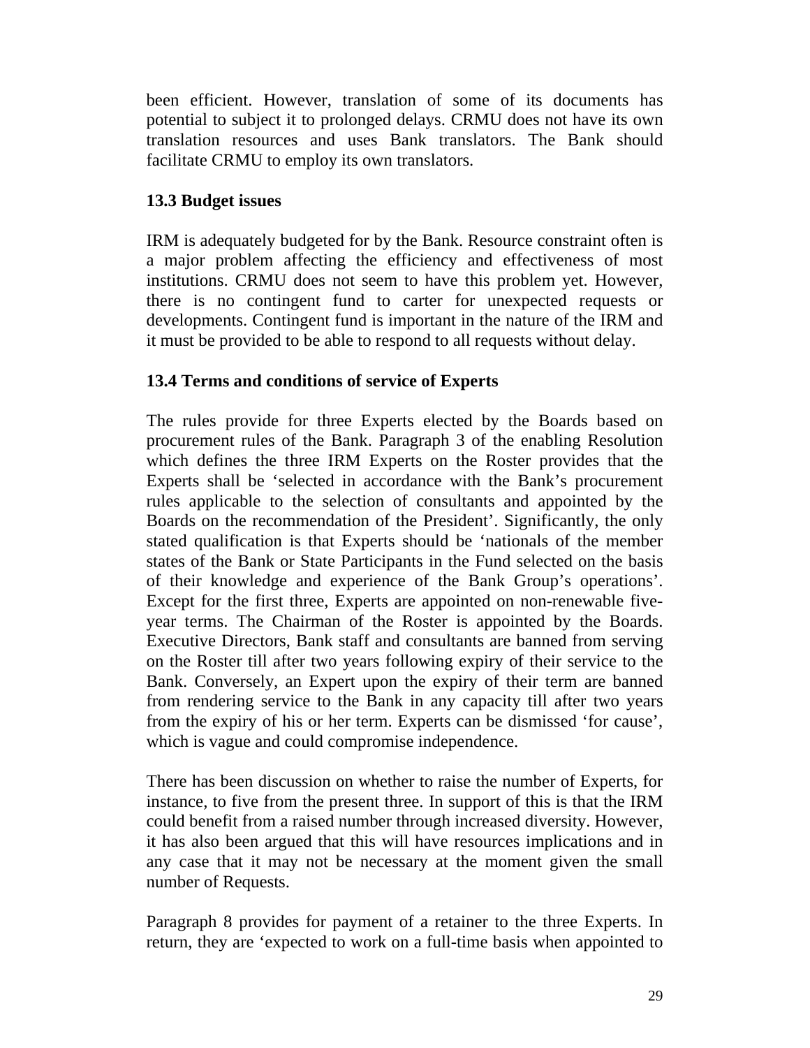been efficient. However, translation of some of its documents has potential to subject it to prolonged delays. CRMU does not have its own translation resources and uses Bank translators. The Bank should facilitate CRMU to employ its own translators.

### 13.3 Budget issues

IRM is adequately budgeted for by the Bank. Resource constraint often is a major problem affecting the efficiency and effectiveness of most institutions. CRMU does not seem to have this problem yet. However, there is no contingent fund to carter for unexpected requests or developments. Contingent fund is important in the nature of the IRM and it must be provided to be able to respond to all requests without delay.

### 13.4 Terms and conditions of service of Experts

The rules provide for three Experts elected by the Boards based on procurement rules of the Bank. Paragraph 3 of the enabling Resolution which defines the three IRM Experts on the Roster provides that the Experts shall be 'selected in accordance with the Bank's procurement rules applicable to the selection of consultants and appointed by the Boards on the recommendation of the President'. Significantly, the only stated qualification is that Experts should be 'nationals of the member states of the Bank or State Participants in the Fund selected on the basis of their knowledge and experience of the Bank Group's operations'. Except for the first three, Experts are appointed on non-renewable five-year terms. The Chairman of the Roster is appointed by the Boards. Executive Directors, Bank staff and consultants are banned from serving on the Roster till after two years following expiry of their service to the Bank. Conversely, an Expert upon the expiry of their term are banned from rendering service to the Bank in any capacity till after two years from the expiry of his or her term. Experts can be dismissed 'for cause', which is vague and could compromise independence.

There has been discussion on whether to raise the number of Experts, for instance, to five from the present three. In support of this is that the IRM could benefit from a raised number through increased diversity. However, it has also been argued that this will have resources implications and in any case that it may not be necessary at the moment given the small number of Requests.

Paragraph 8 provides for payment of a retainer to the three Experts. In return, they are 'expected to work on a full-time basis when appointed to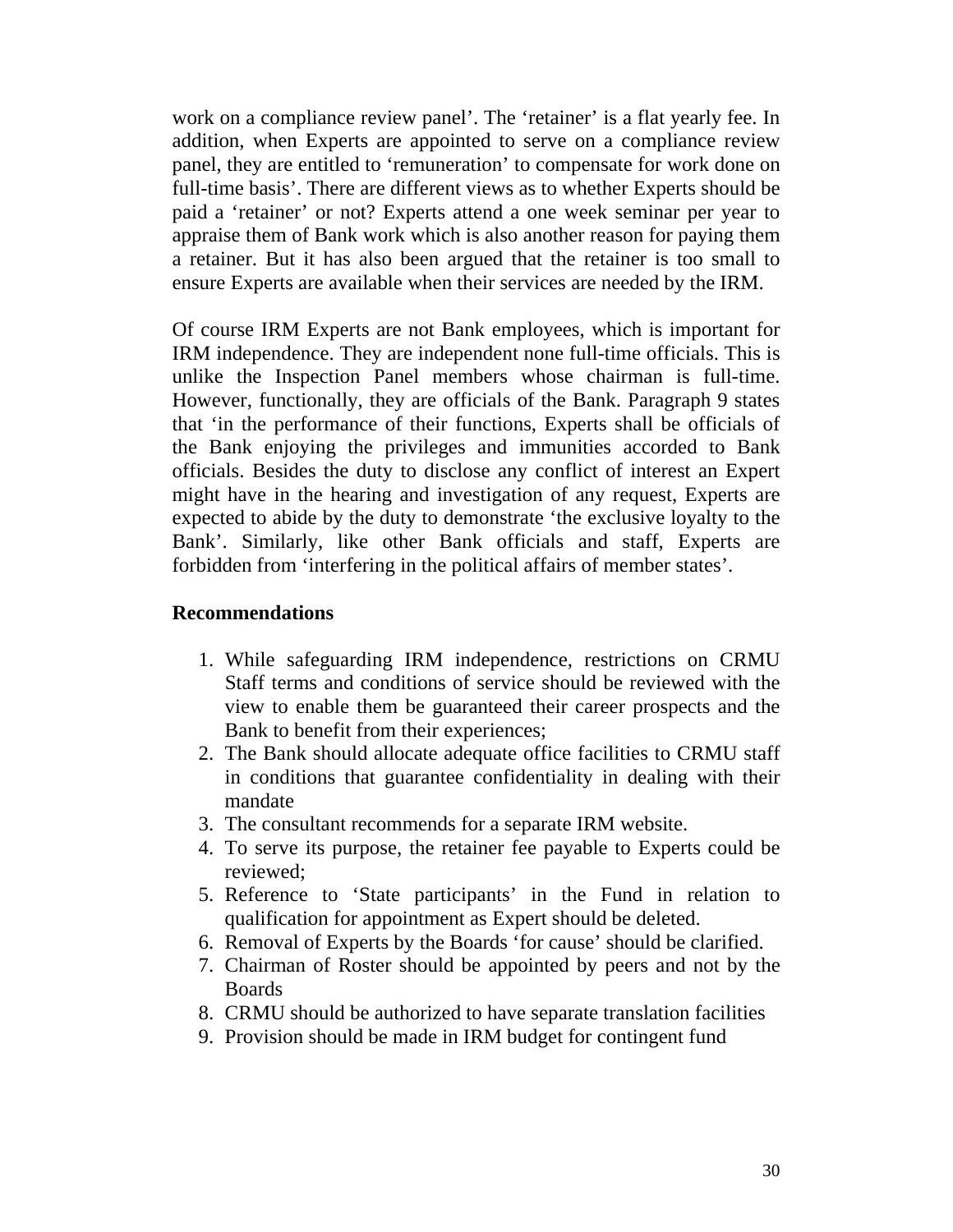work on a compliance review panel'. The 'retainer' is a flat yearly fee. In addition, when Experts are appointed to serve on a compliance review panel, they are entitled to 'remuneration' to compensate for work done on full-time basis'. There are different views as to whether Experts should be paid a 'retainer' or not? Experts attend a one week seminar per year to appraise them of Bank work which is also another reason for paying them a retainer. But it has also been argued that the retainer is too small to ensure Experts are available when their services are needed by the IRM.

Of course IRM Experts are not Bank employees, which is important for IRM independence. They are independent none full-time officials. This is unlike the Inspection Panel members whose chairman is full-time. However, functionally, they are officials of the Bank. Paragraph 9 states that 'in the performance of their functions, Experts shall be officials of the Bank enjoying the privileges and immunities accorded to Bank officials. Besides the duty to disclose any conflict of interest an Expert might have in the hearing and investigation of any request, Experts are expected to abide by the duty to demonstrate 'the exclusive loyalty to the Bank'. Similarly, like other Bank officials and staff, Experts are forbidden from 'interfering in the political affairs of member states'.

**Recommendations**

1. While safeguarding IRM independence, restrictions on CRMU Staff terms and conditions of service should be reviewed with the view to enable them be guaranteed their career prospects and the Bank to benefit from their experiences;
2. The Bank should allocate adequate office facilities to CRMU staff in conditions that guarantee confidentiality in dealing with their mandate
3. The consultant recommends for a separate IRM website.
4. To serve its purpose, the retainer fee payable to Experts could be reviewed;
5. Reference to 'State participants' in the Fund in relation to qualification for appointment as Expert should be deleted.
6. Removal of Experts by the Boards 'for cause' should be clarified.
7. Chairman of Roster should be appointed by peers and not by the Boards
8. CRMU should be authorized to have separate translation facilities
9. Provision should be made in IRM budget for contingent fund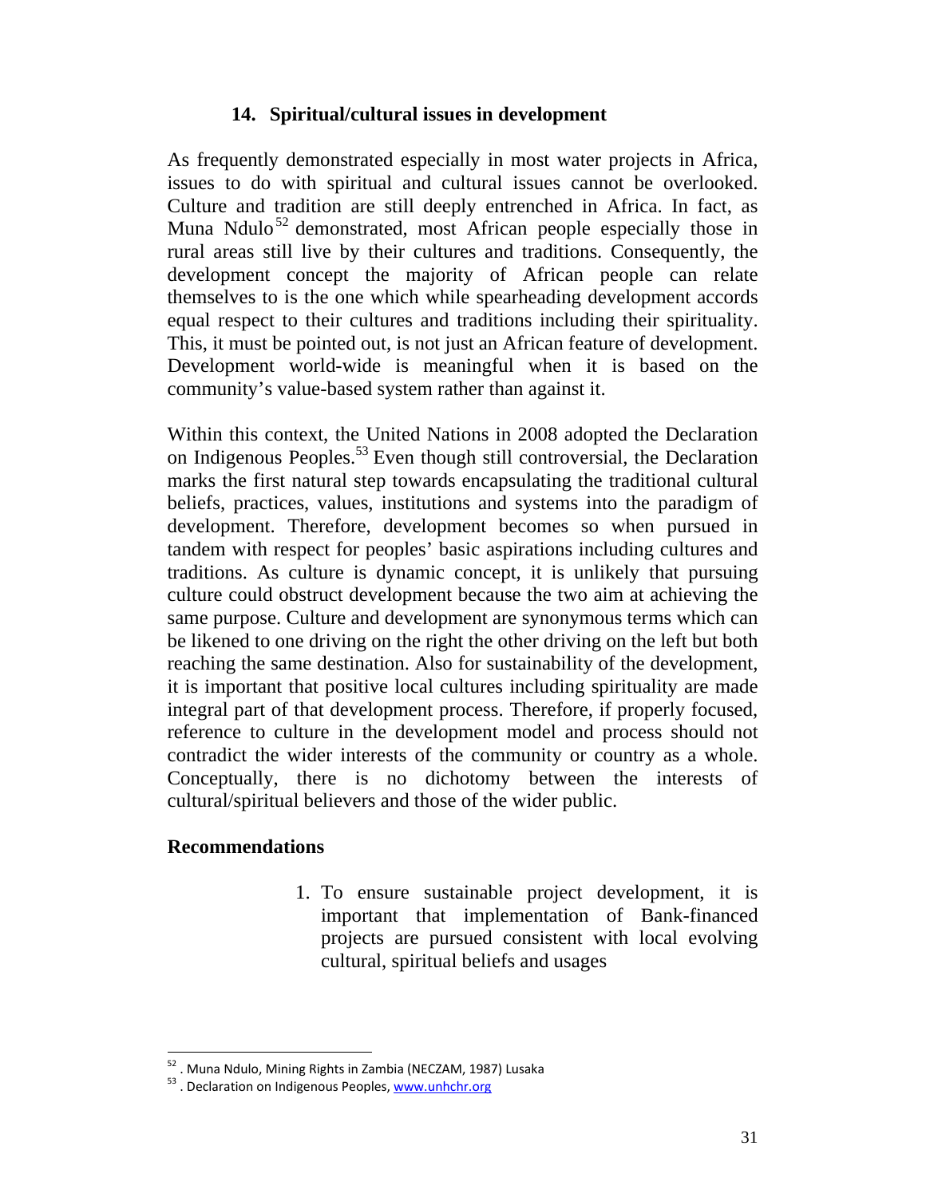## 14. Spiritual/cultural issues in development

As frequently demonstrated especially in most water projects in Africa, issues to do with spiritual and cultural issues cannot be overlooked. Culture and tradition are still deeply entrenched in Africa. In fact, as Muna Ndulo[52] demonstrated, most African people especially those in rural areas still live by their cultures and traditions. Consequently, the development concept the majority of African people can relate themselves to is the one which while spearheading development accords equal respect to their cultures and traditions including their spirituality. This, it must be pointed out, is not just an African feature of development. Development world-wide is meaningful when it is based on the community's value-based system rather than against it.

Within this context, the United Nations in 2008 adopted the Declaration on Indigenous Peoples.[53] Even though still controversial, the Declaration marks the first natural step towards encapsulating the traditional cultural beliefs, practices, values, institutions and systems into the paradigm of development. Therefore, development becomes so when pursued in tandem with respect for peoples' basic aspirations including cultures and traditions. As culture is dynamic concept, it is unlikely that pursuing culture could obstruct development because the two aim at achieving the same purpose. Culture and development are synonymous terms which can be likened to one driving on the right the other driving on the left but both reaching the same destination. Also for sustainability of the development, it is important that positive local cultures including spirituality are made integral part of that development process. Therefore, if properly focused, reference to culture in the development model and process should not contradict the wider interests of the community or country as a whole. Conceptually, there is no dichotomy between the interests of cultural/spiritual believers and those of the wider public.

### Recommendations

1. To ensure sustainable project development, it is important that implementation of Bank-financed projects are pursued consistent with local evolving cultural, spiritual beliefs and usages

---

[52] . Muna Ndulo, Mining Rights in Zambia (NECZAM, 1987) Lusaka

[53] . Declaration on Indigenous Peoples, www.unhchr.org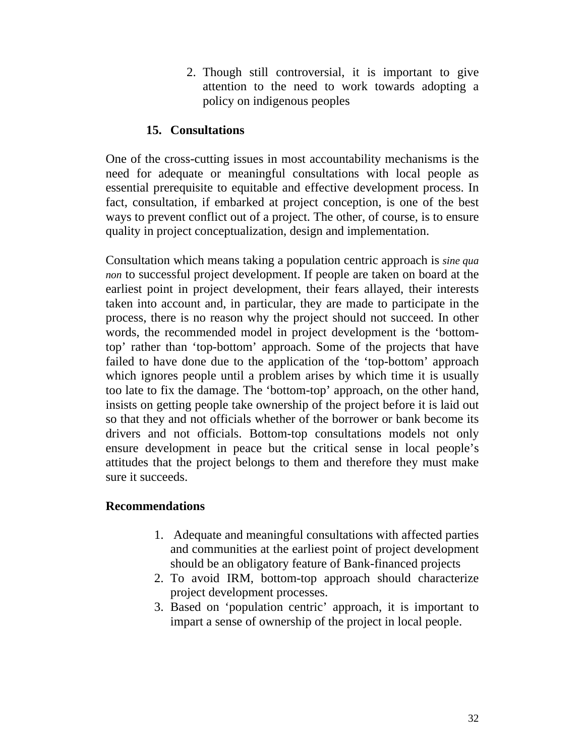2. Though still controversial, it is important to give attention to the need to work towards adopting a policy on indigenous peoples

## 15. Consultations

One of the cross-cutting issues in most accountability mechanisms is the need for adequate or meaningful consultations with local people as essential prerequisite to equitable and effective development process. In fact, consultation, if embarked at project conception, is one of the best ways to prevent conflict out of a project. The other, of course, is to ensure quality in project conceptualization, design and implementation.

Consultation which means taking a population centric approach is *sine qua non* to successful project development. If people are taken on board at the earliest point in project development, their fears allayed, their interests taken into account and, in particular, they are made to participate in the process, there is no reason why the project should not succeed. In other words, the recommended model in project development is the 'bottom-top' rather than 'top-bottom' approach. Some of the projects that have failed to have done due to the application of the 'top-bottom' approach which ignores people until a problem arises by which time it is usually too late to fix the damage. The 'bottom-top' approach, on the other hand, insists on getting people take ownership of the project before it is laid out so that they and not officials whether of the borrower or bank become its drivers and not officials. Bottom-top consultations models not only ensure development in peace but the critical sense in local people's attitudes that the project belongs to them and therefore they must make sure it succeeds.

**Recommendations**

1. Adequate and meaningful consultations with affected parties and communities at the earliest point of project development should be an obligatory feature of Bank-financed projects
2. To avoid IRM, bottom-top approach should characterize project development processes.
3. Based on 'population centric' approach, it is important to impart a sense of ownership of the project in local people.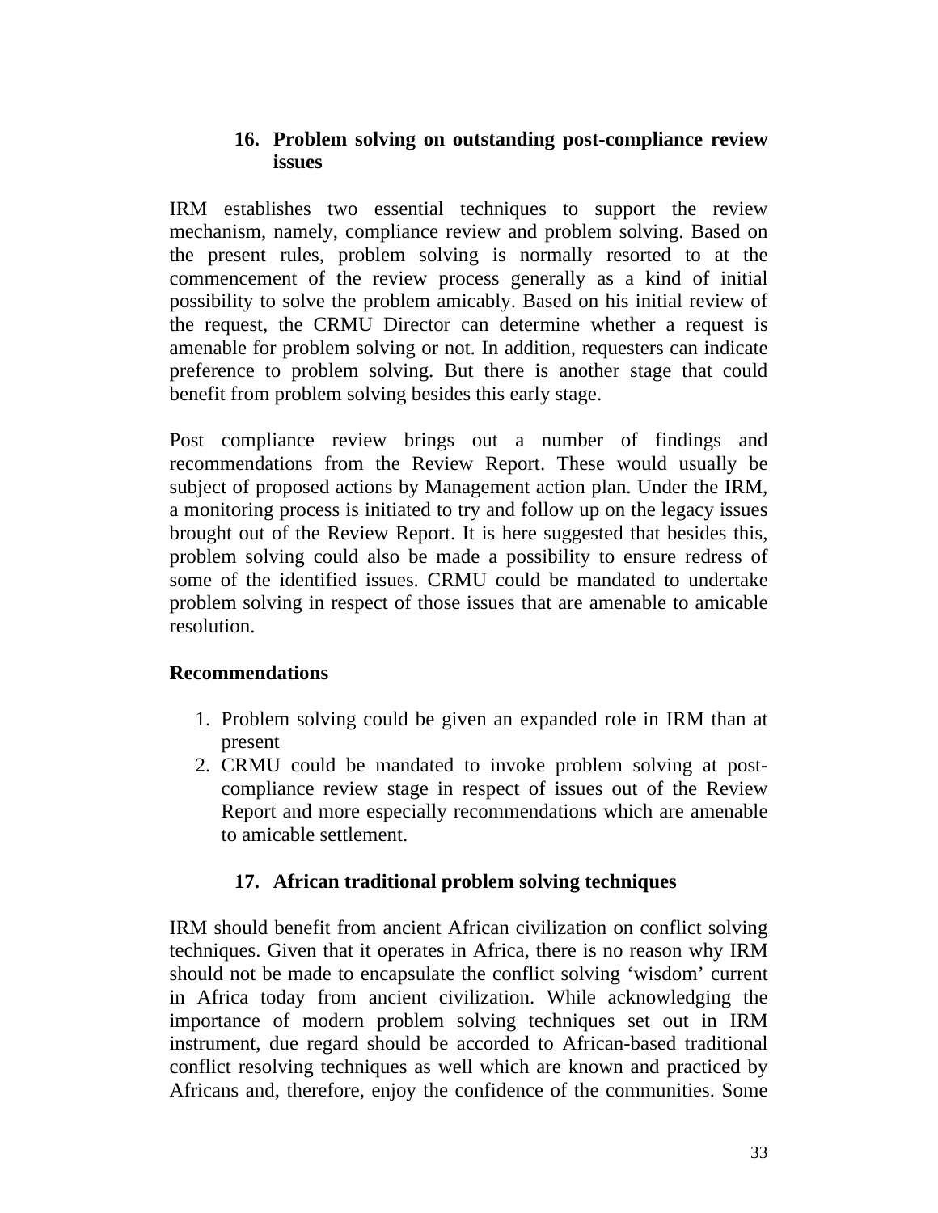### 16. Problem solving on outstanding post-compliance review issues

IRM establishes two essential techniques to support the review mechanism, namely, compliance review and problem solving. Based on the present rules, problem solving is normally resorted to at the commencement of the review process generally as a kind of initial possibility to solve the problem amicably. Based on his initial review of the request, the CRMU Director can determine whether a request is amenable for problem solving or not. In addition, requesters can indicate preference to problem solving. But there is another stage that could benefit from problem solving besides this early stage.

Post compliance review brings out a number of findings and recommendations from the Review Report. These would usually be subject of proposed actions by Management action plan. Under the IRM, a monitoring process is initiated to try and follow up on the legacy issues brought out of the Review Report. It is here suggested that besides this, problem solving could also be made a possibility to ensure redress of some of the identified issues. CRMU could be mandated to undertake problem solving in respect of those issues that are amenable to amicable resolution.

**Recommendations**

1. Problem solving could be given an expanded role in IRM than at present
2. CRMU could be mandated to invoke problem solving at post-compliance review stage in respect of issues out of the Review Report and more especially recommendations which are amenable to amicable settlement.

### 17. African traditional problem solving techniques

IRM should benefit from ancient African civilization on conflict solving techniques. Given that it operates in Africa, there is no reason why IRM should not be made to encapsulate the conflict solving 'wisdom' current in Africa today from ancient civilization. While acknowledging the importance of modern problem solving techniques set out in IRM instrument, due regard should be accorded to African-based traditional conflict resolving techniques as well which are known and practiced by Africans and, therefore, enjoy the confidence of the communities. Some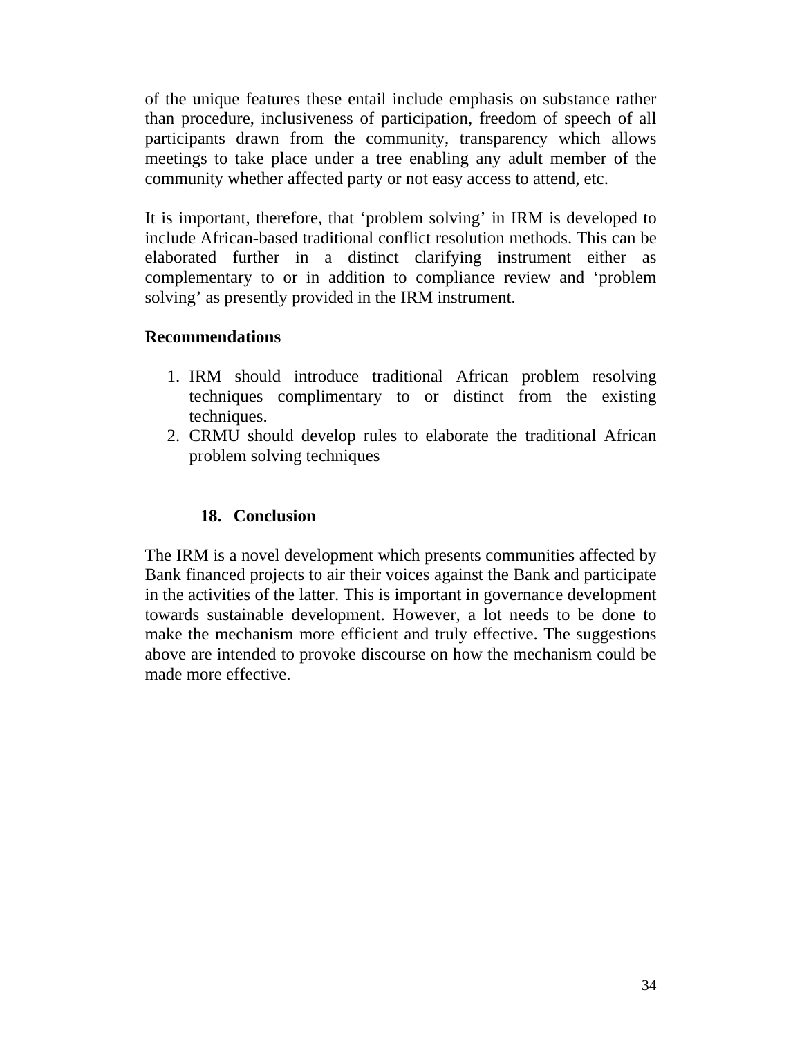of the unique features these entail include emphasis on substance rather than procedure, inclusiveness of participation, freedom of speech of all participants drawn from the community, transparency which allows meetings to take place under a tree enabling any adult member of the community whether affected party or not easy access to attend, etc.

It is important, therefore, that 'problem solving' in IRM is developed to include African-based traditional conflict resolution methods. This can be elaborated further in a distinct clarifying instrument either as complementary to or in addition to compliance review and 'problem solving' as presently provided in the IRM instrument.

**Recommendations**

1. IRM should introduce traditional African problem resolving techniques complimentary to or distinct from the existing techniques.
2. CRMU should develop rules to elaborate the traditional African problem solving techniques

## 18. Conclusion

The IRM is a novel development which presents communities affected by Bank financed projects to air their voices against the Bank and participate in the activities of the latter. This is important in governance development towards sustainable development. However, a lot needs to be done to make the mechanism more efficient and truly effective. The suggestions above are intended to provoke discourse on how the mechanism could be made more effective.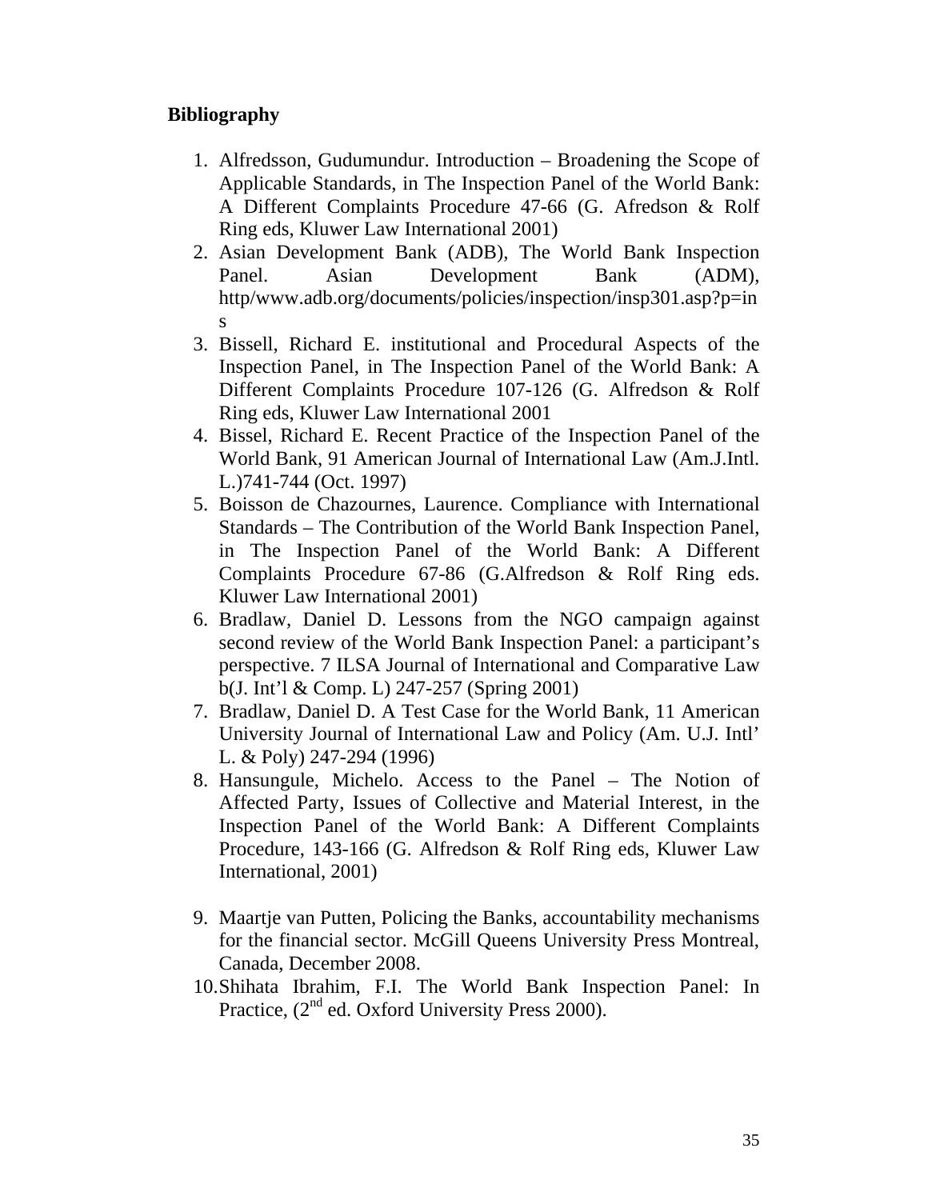**Bibliography**

1. Alfredsson, Gudumundur. Introduction – Broadening the Scope of Applicable Standards, in The Inspection Panel of the World Bank: A Different Complaints Procedure 47-66 (G. Afredson & Rolf Ring eds, Kluwer Law International 2001)
2. Asian Development Bank (ADB), The World Bank Inspection Panel. Asian Development Bank (ADM), http/www.adb.org/documents/policies/inspection/insp301.asp?p=ins
3. Bissell, Richard E. institutional and Procedural Aspects of the Inspection Panel, in The Inspection Panel of the World Bank: A Different Complaints Procedure 107-126 (G. Alfredson & Rolf Ring eds, Kluwer Law International 2001
4. Bissel, Richard E. Recent Practice of the Inspection Panel of the World Bank, 91 American Journal of International Law (Am.J.Intl. L.)741-744 (Oct. 1997)
5. Boisson de Chazournes, Laurence. Compliance with International Standards – The Contribution of the World Bank Inspection Panel, in The Inspection Panel of the World Bank: A Different Complaints Procedure 67-86 (G.Alfredson & Rolf Ring eds. Kluwer Law International 2001)
6. Bradlaw, Daniel D. Lessons from the NGO campaign against second review of the World Bank Inspection Panel: a participant's perspective. 7 ILSA Journal of International and Comparative Law b(J. Int'l & Comp. L) 247-257 (Spring 2001)
7. Bradlaw, Daniel D. A Test Case for the World Bank, 11 American University Journal of International Law and Policy (Am. U.J. Intl' L. & Poly) 247-294 (1996)
8. Hansungule, Michelo. Access to the Panel – The Notion of Affected Party, Issues of Collective and Material Interest, in the Inspection Panel of the World Bank: A Different Complaints Procedure, 143-166 (G. Alfredson & Rolf Ring eds, Kluwer Law International, 2001)
9. Maartje van Putten, Policing the Banks, accountability mechanisms for the financial sector. McGill Queens University Press Montreal, Canada, December 2008.
10. Shihata Ibrahim, F.I. The World Bank Inspection Panel: In Practice, (2nd ed. Oxford University Press 2000).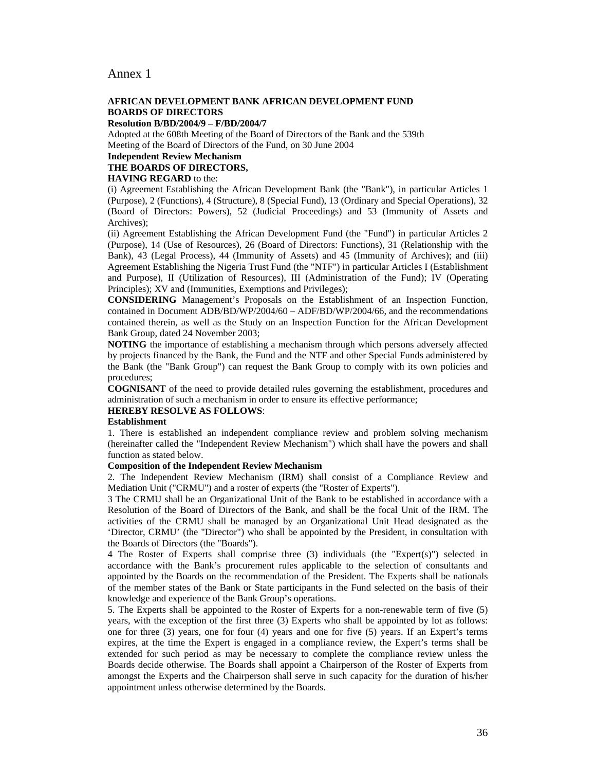# Annex 1

**AFRICAN DEVELOPMENT BANK AFRICAN DEVELOPMENT FUND**
**BOARDS OF DIRECTORS**

**Resolution B/BD/2004/9 – F/BD/2004/7**

Adopted at the 608th Meeting of the Board of Directors of the Bank and the 539th Meeting of the Board of Directors of the Fund, on 30 June 2004

**Independent Review Mechanism**

**THE BOARDS OF DIRECTORS,**

**HAVING REGARD** to the:

(i) Agreement Establishing the African Development Bank (the "Bank"), in particular Articles 1 (Purpose), 2 (Functions), 4 (Structure), 8 (Special Fund), 13 (Ordinary and Special Operations), 32 (Board of Directors: Powers), 52 (Judicial Proceedings) and 53 (Immunity of Assets and Archives);

(ii) Agreement Establishing the African Development Fund (the "Fund") in particular Articles 2 (Purpose), 14 (Use of Resources), 26 (Board of Directors: Functions), 31 (Relationship with the Bank), 43 (Legal Process), 44 (Immunity of Assets) and 45 (Immunity of Archives); and (iii) Agreement Establishing the Nigeria Trust Fund (the "NTF") in particular Articles I (Establishment and Purpose), II (Utilization of Resources), III (Administration of the Fund); IV (Operating Principles); XV and (Immunities, Exemptions and Privileges);

**CONSIDERING** Management's Proposals on the Establishment of an Inspection Function, contained in Document ADB/BD/WP/2004/60 – ADF/BD/WP/2004/66, and the recommendations contained therein, as well as the Study on an Inspection Function for the African Development Bank Group, dated 24 November 2003;

**NOTING** the importance of establishing a mechanism through which persons adversely affected by projects financed by the Bank, the Fund and the NTF and other Special Funds administered by the Bank (the "Bank Group") can request the Bank Group to comply with its own policies and procedures;

**COGNISANT** of the need to provide detailed rules governing the establishment, procedures and administration of such a mechanism in order to ensure its effective performance;

**HEREBY RESOLVE AS FOLLOWS**:

**Establishment**

1. There is established an independent compliance review and problem solving mechanism (hereinafter called the "Independent Review Mechanism") which shall have the powers and shall function as stated below.

**Composition of the Independent Review Mechanism**

2. The Independent Review Mechanism (IRM) shall consist of a Compliance Review and Mediation Unit ("CRMU") and a roster of experts (the "Roster of Experts").

3 The CRMU shall be an Organizational Unit of the Bank to be established in accordance with a Resolution of the Board of Directors of the Bank, and shall be the focal Unit of the IRM. The activities of the CRMU shall be managed by an Organizational Unit Head designated as the 'Director, CRMU' (the "Director") who shall be appointed by the President, in consultation with the Boards of Directors (the "Boards").

4 The Roster of Experts shall comprise three (3) individuals (the "Expert(s)") selected in accordance with the Bank's procurement rules applicable to the selection of consultants and appointed by the Boards on the recommendation of the President. The Experts shall be nationals of the member states of the Bank or State participants in the Fund selected on the basis of their knowledge and experience of the Bank Group's operations.

5. The Experts shall be appointed to the Roster of Experts for a non-renewable term of five (5) years, with the exception of the first three (3) Experts who shall be appointed by lot as follows: one for three (3) years, one for four (4) years and one for five (5) years. If an Expert's terms expires, at the time the Expert is engaged in a compliance review, the Expert's terms shall be extended for such period as may be necessary to complete the compliance review unless the Boards decide otherwise. The Boards shall appoint a Chairperson of the Roster of Experts from amongst the Experts and the Chairperson shall serve in such capacity for the duration of his/her appointment unless otherwise determined by the Boards.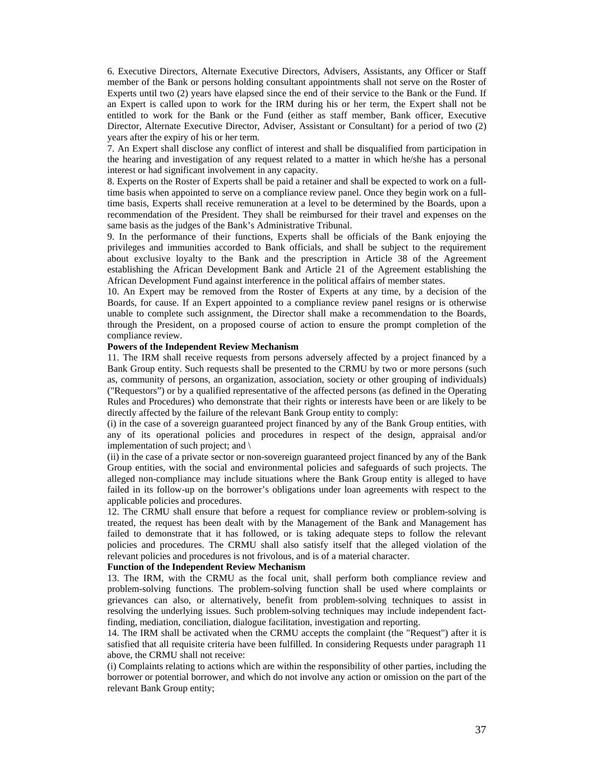6. Executive Directors, Alternate Executive Directors, Advisers, Assistants, any Officer or Staff member of the Bank or persons holding consultant appointments shall not serve on the Roster of Experts until two (2) years have elapsed since the end of their service to the Bank or the Fund. If an Expert is called upon to work for the IRM during his or her term, the Expert shall not be entitled to work for the Bank or the Fund (either as staff member, Bank officer, Executive Director, Alternate Executive Director, Adviser, Assistant or Consultant) for a period of two (2) years after the expiry of his or her term.

7. An Expert shall disclose any conflict of interest and shall be disqualified from participation in the hearing and investigation of any request related to a matter in which he/she has a personal interest or had significant involvement in any capacity.

8. Experts on the Roster of Experts shall be paid a retainer and shall be expected to work on a full-time basis when appointed to serve on a compliance review panel. Once they begin work on a full-time basis, Experts shall receive remuneration at a level to be determined by the Boards, upon a recommendation of the President. They shall be reimbursed for their travel and expenses on the same basis as the judges of the Bank's Administrative Tribunal.

9. In the performance of their functions, Experts shall be officials of the Bank enjoying the privileges and immunities accorded to Bank officials, and shall be subject to the requirement about exclusive loyalty to the Bank and the prescription in Article 38 of the Agreement establishing the African Development Bank and Article 21 of the Agreement establishing the African Development Fund against interference in the political affairs of member states.

10. An Expert may be removed from the Roster of Experts at any time, by a decision of the Boards, for cause. If an Expert appointed to a compliance review panel resigns or is otherwise unable to complete such assignment, the Director shall make a recommendation to the Boards, through the President, on a proposed course of action to ensure the prompt completion of the compliance review.

**Powers of the Independent Review Mechanism**

11. The IRM shall receive requests from persons adversely affected by a project financed by a Bank Group entity. Such requests shall be presented to the CRMU by two or more persons (such as, community of persons, an organization, association, society or other grouping of individuals) ("Requestors") or by a qualified representative of the affected persons (as defined in the Operating Rules and Procedures) who demonstrate that their rights or interests have been or are likely to be directly affected by the failure of the relevant Bank Group entity to comply:

(i) in the case of a sovereign guaranteed project financed by any of the Bank Group entities, with any of its operational policies and procedures in respect of the design, appraisal and/or implementation of such project; and \

(ii) in the case of a private sector or non-sovereign guaranteed project financed by any of the Bank Group entities, with the social and environmental policies and safeguards of such projects. The alleged non-compliance may include situations where the Bank Group entity is alleged to have failed in its follow-up on the borrower's obligations under loan agreements with respect to the applicable policies and procedures.

12. The CRMU shall ensure that before a request for compliance review or problem-solving is treated, the request has been dealt with by the Management of the Bank and Management has failed to demonstrate that it has followed, or is taking adequate steps to follow the relevant policies and procedures. The CRMU shall also satisfy itself that the alleged violation of the relevant policies and procedures is not frivolous, and is of a material character.

**Function of the Independent Review Mechanism**

13. The IRM, with the CRMU as the focal unit, shall perform both compliance review and problem-solving functions. The problem-solving function shall be used where complaints or grievances can also, or alternatively, benefit from problem-solving techniques to assist in resolving the underlying issues. Such problem-solving techniques may include independent fact-finding, mediation, conciliation, dialogue facilitation, investigation and reporting.

14. The IRM shall be activated when the CRMU accepts the complaint (the "Request") after it is satisfied that all requisite criteria have been fulfilled. In considering Requests under paragraph 11 above, the CRMU shall not receive:

(i) Complaints relating to actions which are within the responsibility of other parties, including the borrower or potential borrower, and which do not involve any action or omission on the part of the relevant Bank Group entity;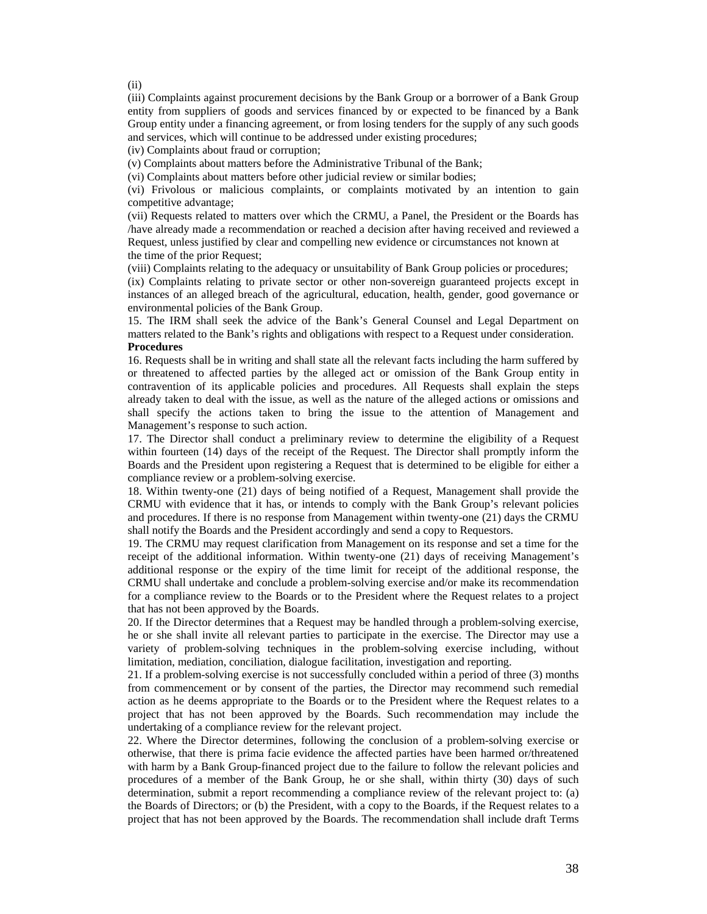(ii)

(iii) Complaints against procurement decisions by the Bank Group or a borrower of a Bank Group entity from suppliers of goods and services financed by or expected to be financed by a Bank Group entity under a financing agreement, or from losing tenders for the supply of any such goods and services, which will continue to be addressed under existing procedures;

(iv) Complaints about fraud or corruption;

(v) Complaints about matters before the Administrative Tribunal of the Bank;

(vi) Complaints about matters before other judicial review or similar bodies;

(vi) Frivolous or malicious complaints, or complaints motivated by an intention to gain competitive advantage;

(vii) Requests related to matters over which the CRMU, a Panel, the President or the Boards has /have already made a recommendation or reached a decision after having received and reviewed a Request, unless justified by clear and compelling new evidence or circumstances not known at the time of the prior Request;

(viii) Complaints relating to the adequacy or unsuitability of Bank Group policies or procedures;

(ix) Complaints relating to private sector or other non-sovereign guaranteed projects except in instances of an alleged breach of the agricultural, education, health, gender, good governance or environmental policies of the Bank Group.

15. The IRM shall seek the advice of the Bank's General Counsel and Legal Department on matters related to the Bank's rights and obligations with respect to a Request under consideration.

**Procedures**

16. Requests shall be in writing and shall state all the relevant facts including the harm suffered by or threatened to affected parties by the alleged act or omission of the Bank Group entity in contravention of its applicable policies and procedures. All Requests shall explain the steps already taken to deal with the issue, as well as the nature of the alleged actions or omissions and shall specify the actions taken to bring the issue to the attention of Management and Management's response to such action.

17. The Director shall conduct a preliminary review to determine the eligibility of a Request within fourteen (14) days of the receipt of the Request. The Director shall promptly inform the Boards and the President upon registering a Request that is determined to be eligible for either a compliance review or a problem-solving exercise.

18. Within twenty-one (21) days of being notified of a Request, Management shall provide the CRMU with evidence that it has, or intends to comply with the Bank Group's relevant policies and procedures. If there is no response from Management within twenty-one (21) days the CRMU shall notify the Boards and the President accordingly and send a copy to Requestors.

19. The CRMU may request clarification from Management on its response and set a time for the receipt of the additional information. Within twenty-one (21) days of receiving Management's additional response or the expiry of the time limit for receipt of the additional response, the CRMU shall undertake and conclude a problem-solving exercise and/or make its recommendation for a compliance review to the Boards or to the President where the Request relates to a project that has not been approved by the Boards.

20. If the Director determines that a Request may be handled through a problem-solving exercise, he or she shall invite all relevant parties to participate in the exercise. The Director may use a variety of problem-solving techniques in the problem-solving exercise including, without limitation, mediation, conciliation, dialogue facilitation, investigation and reporting.

21. If a problem-solving exercise is not successfully concluded within a period of three (3) months from commencement or by consent of the parties, the Director may recommend such remedial action as he deems appropriate to the Boards or to the President where the Request relates to a project that has not been approved by the Boards. Such recommendation may include the undertaking of a compliance review for the relevant project.

22. Where the Director determines, following the conclusion of a problem-solving exercise or otherwise, that there is prima facie evidence the affected parties have been harmed or/threatened with harm by a Bank Group-financed project due to the failure to follow the relevant policies and procedures of a member of the Bank Group, he or she shall, within thirty (30) days of such determination, submit a report recommending a compliance review of the relevant project to: (a) the Boards of Directors; or (b) the President, with a copy to the Boards, if the Request relates to a project that has not been approved by the Boards. The recommendation shall include draft Terms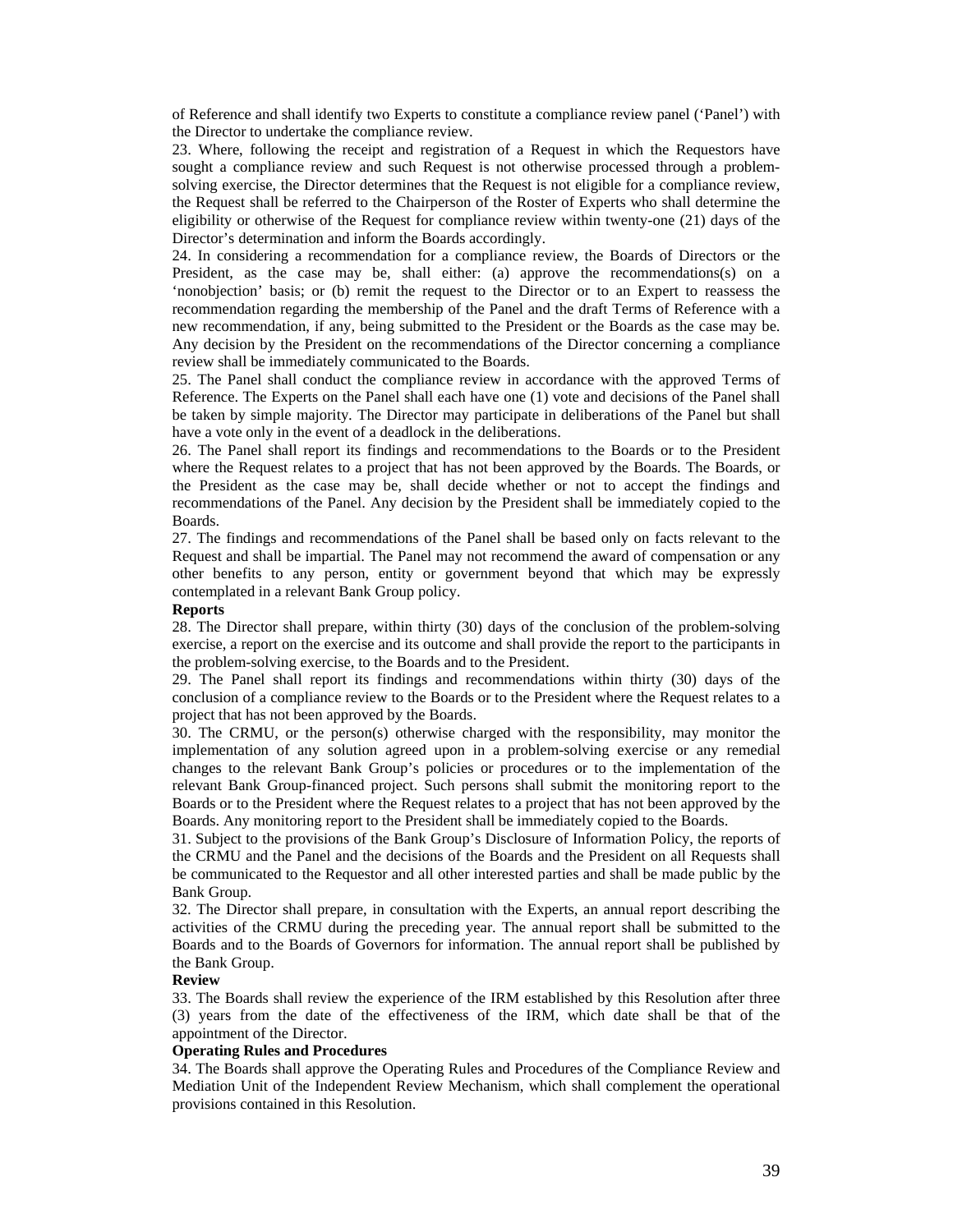of Reference and shall identify two Experts to constitute a compliance review panel ('Panel') with the Director to undertake the compliance review.

23. Where, following the receipt and registration of a Request in which the Requestors have sought a compliance review and such Request is not otherwise processed through a problem-solving exercise, the Director determines that the Request is not eligible for a compliance review, the Request shall be referred to the Chairperson of the Roster of Experts who shall determine the eligibility or otherwise of the Request for compliance review within twenty-one (21) days of the Director's determination and inform the Boards accordingly.

24. In considering a recommendation for a compliance review, the Boards of Directors or the President, as the case may be, shall either: (a) approve the recommendations(s) on a 'nonobjection' basis; or (b) remit the request to the Director or to an Expert to reassess the recommendation regarding the membership of the Panel and the draft Terms of Reference with a new recommendation, if any, being submitted to the President or the Boards as the case may be. Any decision by the President on the recommendations of the Director concerning a compliance review shall be immediately communicated to the Boards.

25. The Panel shall conduct the compliance review in accordance with the approved Terms of Reference. The Experts on the Panel shall each have one (1) vote and decisions of the Panel shall be taken by simple majority. The Director may participate in deliberations of the Panel but shall have a vote only in the event of a deadlock in the deliberations.

26. The Panel shall report its findings and recommendations to the Boards or to the President where the Request relates to a project that has not been approved by the Boards. The Boards, or the President as the case may be, shall decide whether or not to accept the findings and recommendations of the Panel. Any decision by the President shall be immediately copied to the Boards.

27. The findings and recommendations of the Panel shall be based only on facts relevant to the Request and shall be impartial. The Panel may not recommend the award of compensation or any other benefits to any person, entity or government beyond that which may be expressly contemplated in a relevant Bank Group policy.

**Reports**

28. The Director shall prepare, within thirty (30) days of the conclusion of the problem-solving exercise, a report on the exercise and its outcome and shall provide the report to the participants in the problem-solving exercise, to the Boards and to the President.

29. The Panel shall report its findings and recommendations within thirty (30) days of the conclusion of a compliance review to the Boards or to the President where the Request relates to a project that has not been approved by the Boards.

30. The CRMU, or the person(s) otherwise charged with the responsibility, may monitor the implementation of any solution agreed upon in a problem-solving exercise or any remedial changes to the relevant Bank Group's policies or procedures or to the implementation of the relevant Bank Group-financed project. Such persons shall submit the monitoring report to the Boards or to the President where the Request relates to a project that has not been approved by the Boards. Any monitoring report to the President shall be immediately copied to the Boards.

31. Subject to the provisions of the Bank Group's Disclosure of Information Policy, the reports of the CRMU and the Panel and the decisions of the Boards and the President on all Requests shall be communicated to the Requestor and all other interested parties and shall be made public by the Bank Group.

32. The Director shall prepare, in consultation with the Experts, an annual report describing the activities of the CRMU during the preceding year. The annual report shall be submitted to the Boards and to the Boards of Governors for information. The annual report shall be published by the Bank Group.

**Review**

33. The Boards shall review the experience of the IRM established by this Resolution after three (3) years from the date of the effectiveness of the IRM, which date shall be that of the appointment of the Director.

**Operating Rules and Procedures**

34. The Boards shall approve the Operating Rules and Procedures of the Compliance Review and Mediation Unit of the Independent Review Mechanism, which shall complement the operational provisions contained in this Resolution.